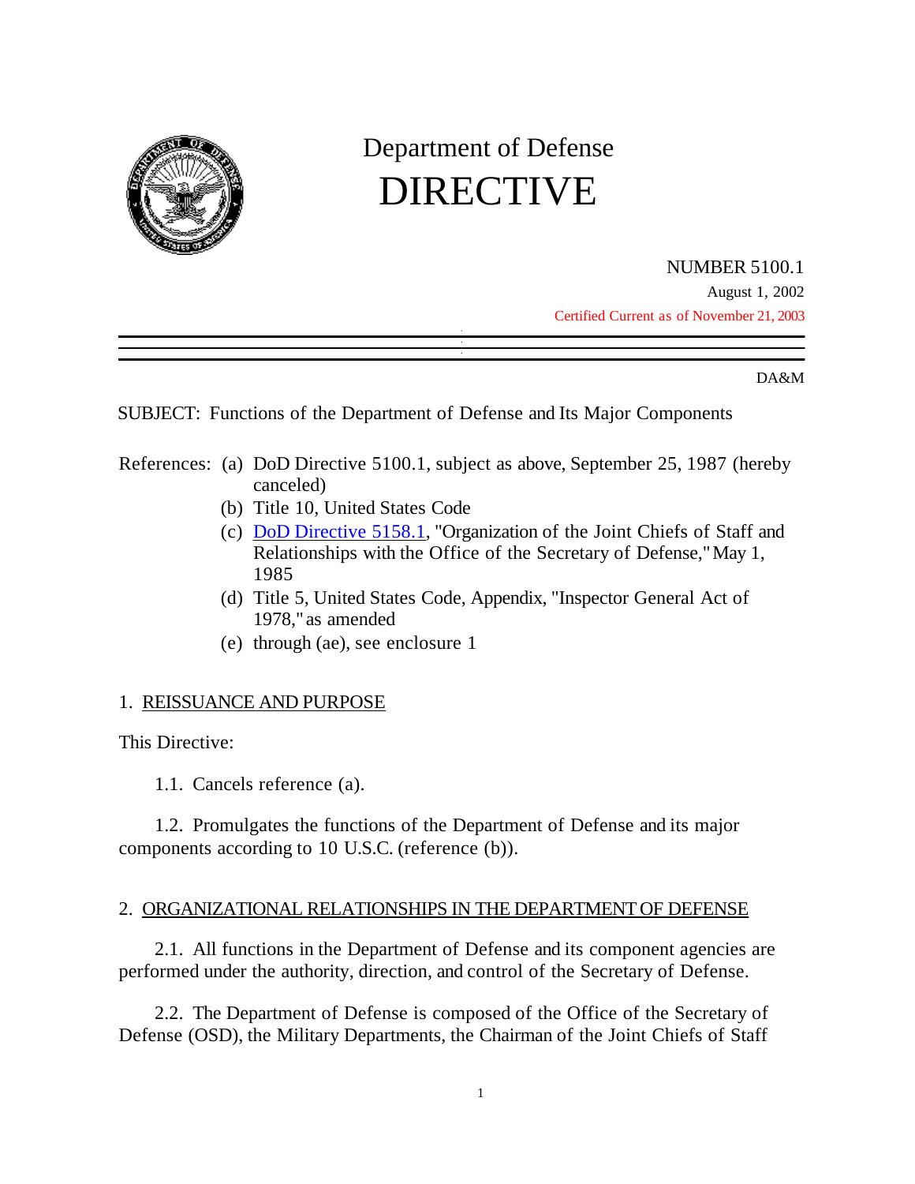# Department of Defense
# DIRECTIVE

NUMBER 5100.1
August 1, 2002
Certified Current as of November 21, 2003

---

DA&M

SUBJECT: Functions of the Department of Defense and Its Major Components

References: (a) DoD Directive 5100.1, subject as above, September 25, 1987 (hereby canceled)
(b) Title 10, United States Code
(c) DoD Directive 5158.1, "Organization of the Joint Chiefs of Staff and Relationships with the Office of the Secretary of Defense," May 1, 1985
(d) Title 5, United States Code, Appendix, "Inspector General Act of 1978," as amended
(e) through (ae), see enclosure 1

## 1. REISSUANCE AND PURPOSE

This Directive:

1.1. Cancels reference (a).

1.2. Promulgates the functions of the Department of Defense and its major components according to 10 U.S.C. (reference (b)).

## 2. ORGANIZATIONAL RELATIONSHIPS IN THE DEPARTMENT OF DEFENSE

2.1. All functions in the Department of Defense and its component agencies are performed under the authority, direction, and control of the Secretary of Defense.

2.2. The Department of Defense is composed of the Office of the Secretary of Defense (OSD), the Military Departments, the Chairman of the Joint Chiefs of Staff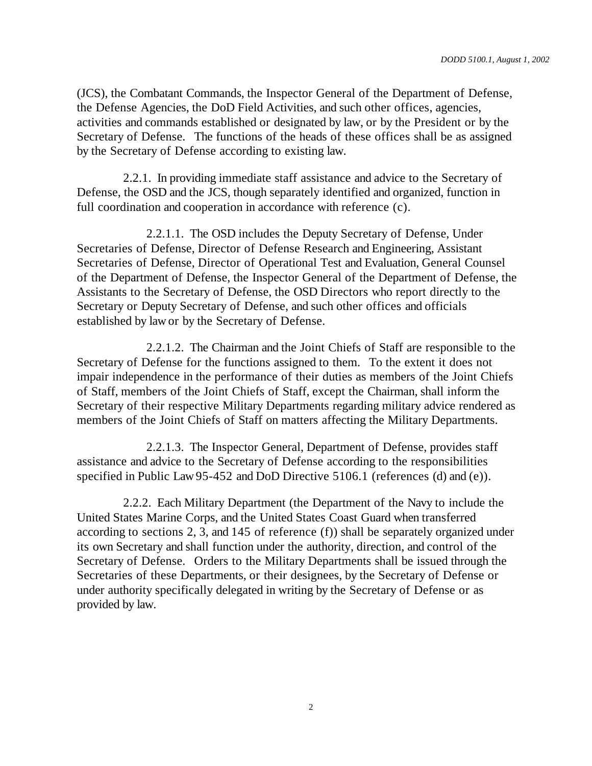(JCS), the Combatant Commands, the Inspector General of the Department of Defense, the Defense Agencies, the DoD Field Activities, and such other offices, agencies, activities and commands established or designated by law, or by the President or by the Secretary of Defense. The functions of the heads of these offices shall be as assigned by the Secretary of Defense according to existing law.

2.2.1. In providing immediate staff assistance and advice to the Secretary of Defense, the OSD and the JCS, though separately identified and organized, function in full coordination and cooperation in accordance with reference (c).

2.2.1.1. The OSD includes the Deputy Secretary of Defense, Under Secretaries of Defense, Director of Defense Research and Engineering, Assistant Secretaries of Defense, Director of Operational Test and Evaluation, General Counsel of the Department of Defense, the Inspector General of the Department of Defense, the Assistants to the Secretary of Defense, the OSD Directors who report directly to the Secretary or Deputy Secretary of Defense, and such other offices and officials established by law or by the Secretary of Defense.

2.2.1.2. The Chairman and the Joint Chiefs of Staff are responsible to the Secretary of Defense for the functions assigned to them. To the extent it does not impair independence in the performance of their duties as members of the Joint Chiefs of Staff, members of the Joint Chiefs of Staff, except the Chairman, shall inform the Secretary of their respective Military Departments regarding military advice rendered as members of the Joint Chiefs of Staff on matters affecting the Military Departments.

2.2.1.3. The Inspector General, Department of Defense, provides staff assistance and advice to the Secretary of Defense according to the responsibilities specified in Public Law 95-452 and DoD Directive 5106.1 (references (d) and (e)).

2.2.2. Each Military Department (the Department of the Navy to include the United States Marine Corps, and the United States Coast Guard when transferred according to sections 2, 3, and 145 of reference (f)) shall be separately organized under its own Secretary and shall function under the authority, direction, and control of the Secretary of Defense. Orders to the Military Departments shall be issued through the Secretaries of these Departments, or their designees, by the Secretary of Defense or under authority specifically delegated in writing by the Secretary of Defense or as provided by law.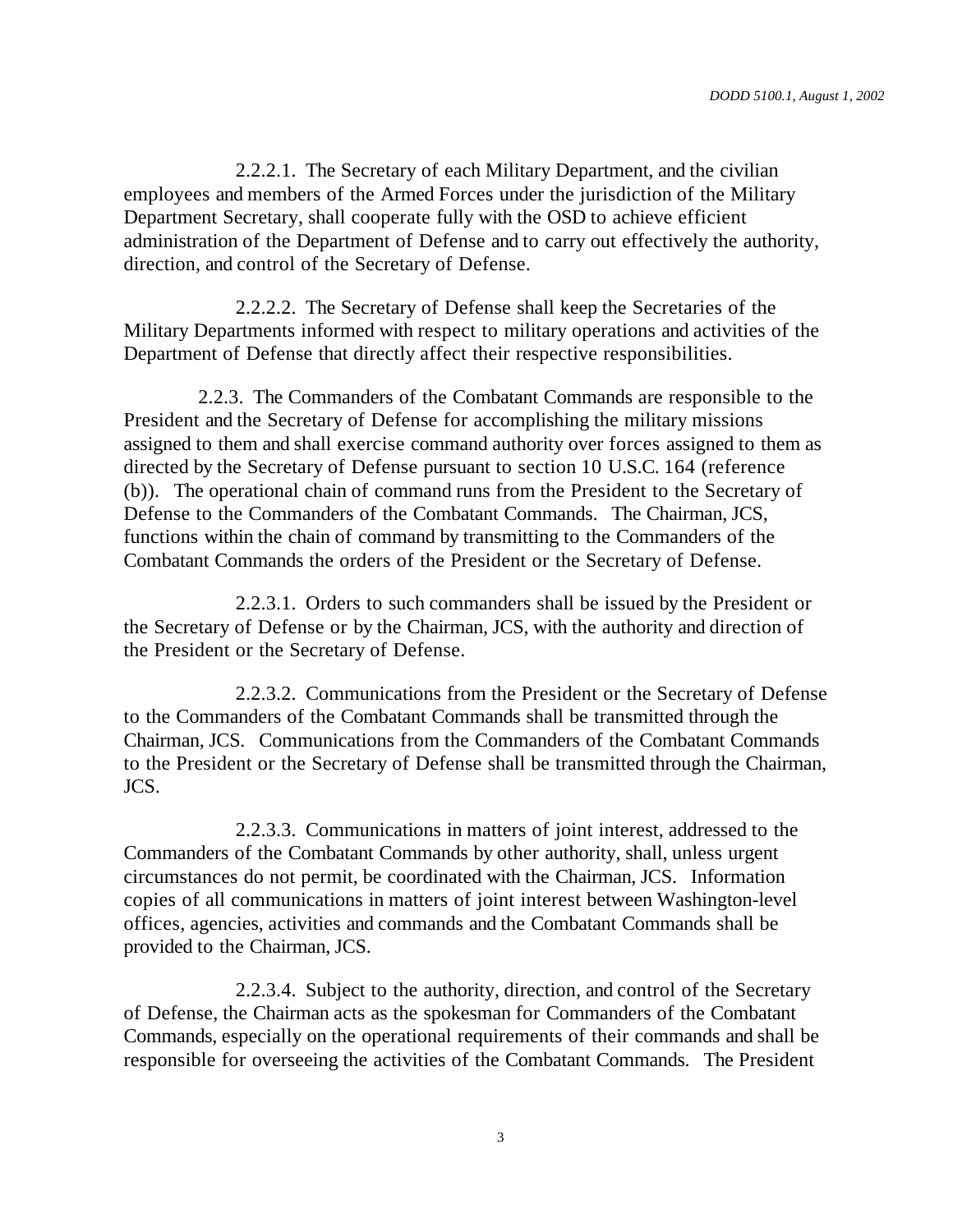2.2.2.1. The Secretary of each Military Department, and the civilian employees and members of the Armed Forces under the jurisdiction of the Military Department Secretary, shall cooperate fully with the OSD to achieve efficient administration of the Department of Defense and to carry out effectively the authority, direction, and control of the Secretary of Defense.

2.2.2.2. The Secretary of Defense shall keep the Secretaries of the Military Departments informed with respect to military operations and activities of the Department of Defense that directly affect their respective responsibilities.

2.2.3. The Commanders of the Combatant Commands are responsible to the President and the Secretary of Defense for accomplishing the military missions assigned to them and shall exercise command authority over forces assigned to them as directed by the Secretary of Defense pursuant to section 10 U.S.C. 164 (reference (b)). The operational chain of command runs from the President to the Secretary of Defense to the Commanders of the Combatant Commands. The Chairman, JCS, functions within the chain of command by transmitting to the Commanders of the Combatant Commands the orders of the President or the Secretary of Defense.

2.2.3.1. Orders to such commanders shall be issued by the President or the Secretary of Defense or by the Chairman, JCS, with the authority and direction of the President or the Secretary of Defense.

2.2.3.2. Communications from the President or the Secretary of Defense to the Commanders of the Combatant Commands shall be transmitted through the Chairman, JCS. Communications from the Commanders of the Combatant Commands to the President or the Secretary of Defense shall be transmitted through the Chairman, JCS.

2.2.3.3. Communications in matters of joint interest, addressed to the Commanders of the Combatant Commands by other authority, shall, unless urgent circumstances do not permit, be coordinated with the Chairman, JCS. Information copies of all communications in matters of joint interest between Washington-level offices, agencies, activities and commands and the Combatant Commands shall be provided to the Chairman, JCS.

2.2.3.4. Subject to the authority, direction, and control of the Secretary of Defense, the Chairman acts as the spokesman for Commanders of the Combatant Commands, especially on the operational requirements of their commands and shall be responsible for overseeing the activities of the Combatant Commands. The President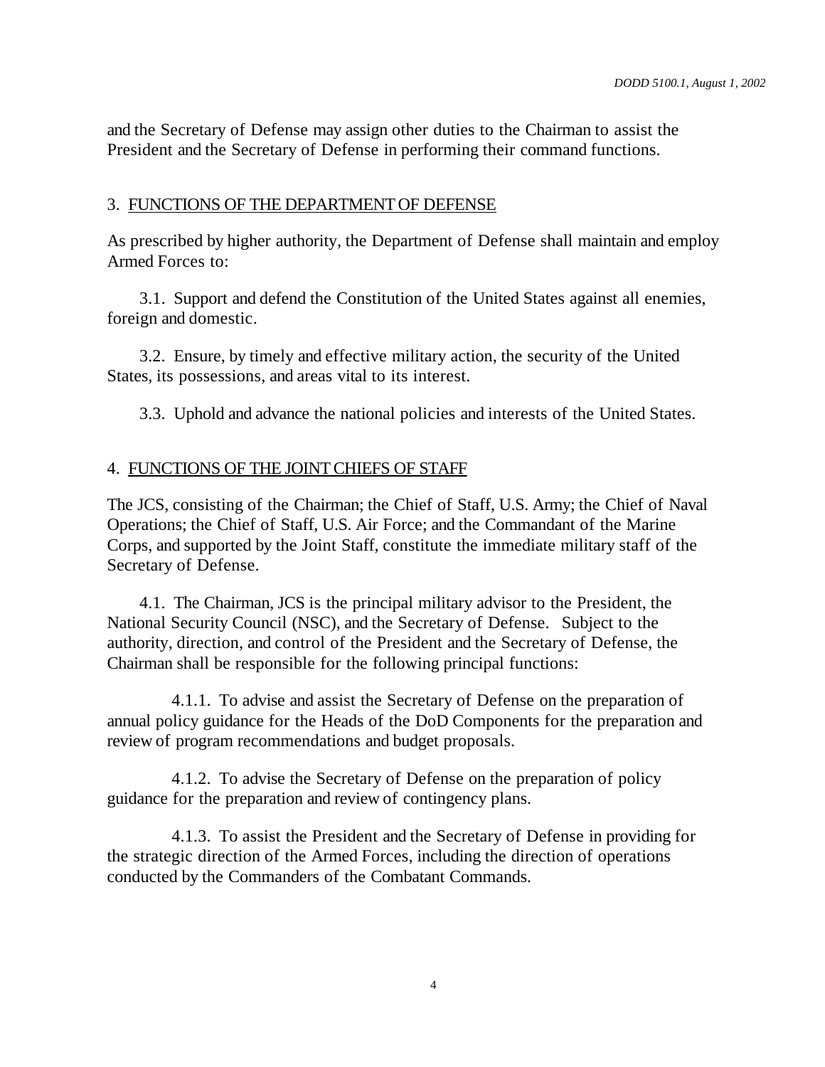and the Secretary of Defense may assign other duties to the Chairman to assist the President and the Secretary of Defense in performing their command functions.

## 3. FUNCTIONS OF THE DEPARTMENT OF DEFENSE

As prescribed by higher authority, the Department of Defense shall maintain and employ Armed Forces to:

3.1. Support and defend the Constitution of the United States against all enemies, foreign and domestic.

3.2. Ensure, by timely and effective military action, the security of the United States, its possessions, and areas vital to its interest.

3.3. Uphold and advance the national policies and interests of the United States.

## 4. FUNCTIONS OF THE JOINT CHIEFS OF STAFF

The JCS, consisting of the Chairman; the Chief of Staff, U.S. Army; the Chief of Naval Operations; the Chief of Staff, U.S. Air Force; and the Commandant of the Marine Corps, and supported by the Joint Staff, constitute the immediate military staff of the Secretary of Defense.

4.1. The Chairman, JCS is the principal military advisor to the President, the National Security Council (NSC), and the Secretary of Defense. Subject to the authority, direction, and control of the President and the Secretary of Defense, the Chairman shall be responsible for the following principal functions:

4.1.1. To advise and assist the Secretary of Defense on the preparation of annual policy guidance for the Heads of the DoD Components for the preparation and review of program recommendations and budget proposals.

4.1.2. To advise the Secretary of Defense on the preparation of policy guidance for the preparation and review of contingency plans.

4.1.3. To assist the President and the Secretary of Defense in providing for the strategic direction of the Armed Forces, including the direction of operations conducted by the Commanders of the Combatant Commands.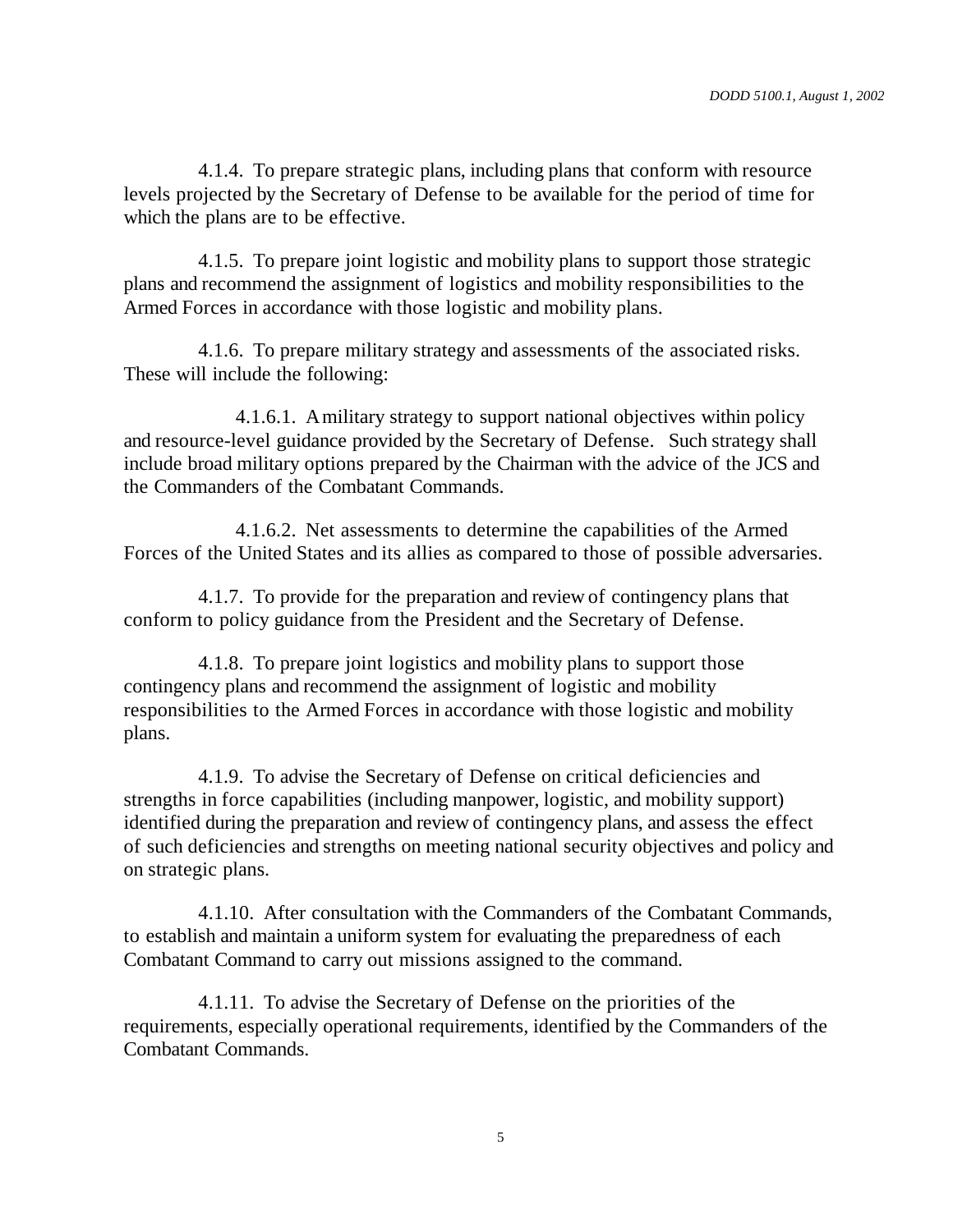4.1.4. To prepare strategic plans, including plans that conform with resource levels projected by the Secretary of Defense to be available for the period of time for which the plans are to be effective.

4.1.5. To prepare joint logistic and mobility plans to support those strategic plans and recommend the assignment of logistics and mobility responsibilities to the Armed Forces in accordance with those logistic and mobility plans.

4.1.6. To prepare military strategy and assessments of the associated risks. These will include the following:

4.1.6.1. A military strategy to support national objectives within policy and resource-level guidance provided by the Secretary of Defense. Such strategy shall include broad military options prepared by the Chairman with the advice of the JCS and the Commanders of the Combatant Commands.

4.1.6.2. Net assessments to determine the capabilities of the Armed Forces of the United States and its allies as compared to those of possible adversaries.

4.1.7. To provide for the preparation and review of contingency plans that conform to policy guidance from the President and the Secretary of Defense.

4.1.8. To prepare joint logistics and mobility plans to support those contingency plans and recommend the assignment of logistic and mobility responsibilities to the Armed Forces in accordance with those logistic and mobility plans.

4.1.9. To advise the Secretary of Defense on critical deficiencies and strengths in force capabilities (including manpower, logistic, and mobility support) identified during the preparation and review of contingency plans, and assess the effect of such deficiencies and strengths on meeting national security objectives and policy and on strategic plans.

4.1.10. After consultation with the Commanders of the Combatant Commands, to establish and maintain a uniform system for evaluating the preparedness of each Combatant Command to carry out missions assigned to the command.

4.1.11. To advise the Secretary of Defense on the priorities of the requirements, especially operational requirements, identified by the Commanders of the Combatant Commands.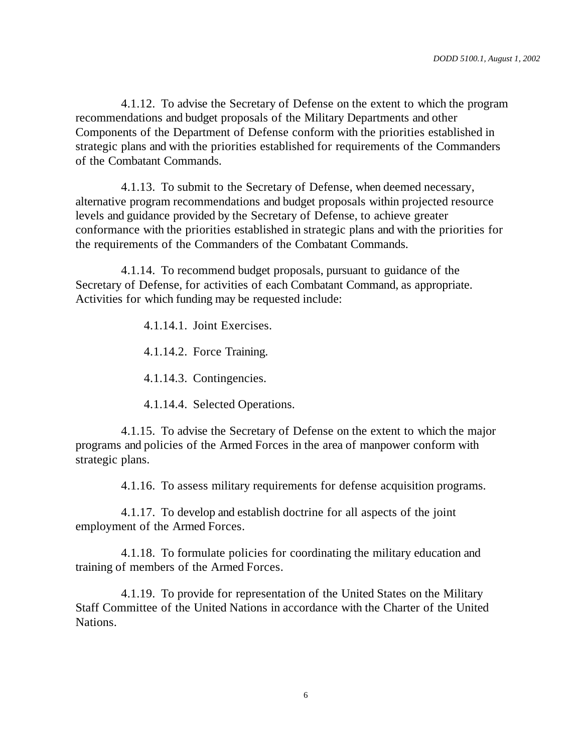4.1.12. To advise the Secretary of Defense on the extent to which the program recommendations and budget proposals of the Military Departments and other Components of the Department of Defense conform with the priorities established in strategic plans and with the priorities established for requirements of the Commanders of the Combatant Commands.

4.1.13. To submit to the Secretary of Defense, when deemed necessary, alternative program recommendations and budget proposals within projected resource levels and guidance provided by the Secretary of Defense, to achieve greater conformance with the priorities established in strategic plans and with the priorities for the requirements of the Commanders of the Combatant Commands.

4.1.14. To recommend budget proposals, pursuant to guidance of the Secretary of Defense, for activities of each Combatant Command, as appropriate. Activities for which funding may be requested include:

4.1.14.1. Joint Exercises.

4.1.14.2. Force Training.

4.1.14.3. Contingencies.

4.1.14.4. Selected Operations.

4.1.15. To advise the Secretary of Defense on the extent to which the major programs and policies of the Armed Forces in the area of manpower conform with strategic plans.

4.1.16. To assess military requirements for defense acquisition programs.

4.1.17. To develop and establish doctrine for all aspects of the joint employment of the Armed Forces.

4.1.18. To formulate policies for coordinating the military education and training of members of the Armed Forces.

4.1.19. To provide for representation of the United States on the Military Staff Committee of the United Nations in accordance with the Charter of the United Nations.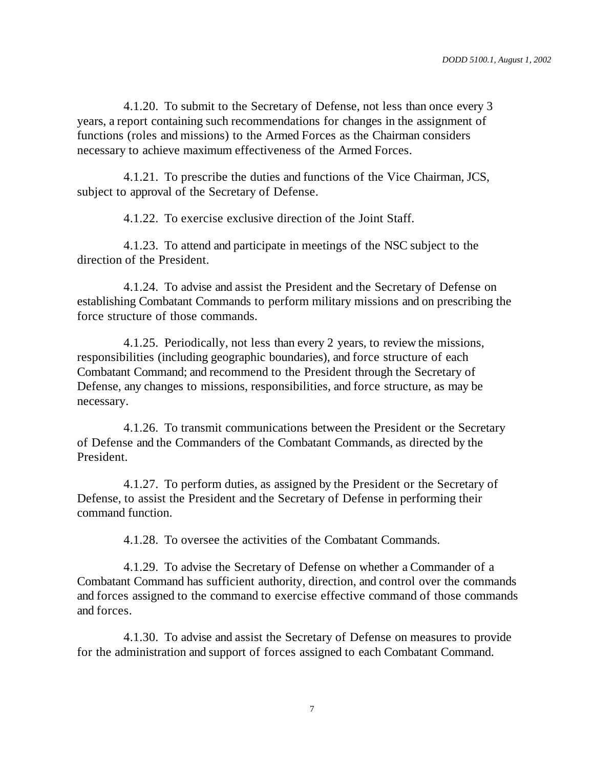4.1.20. To submit to the Secretary of Defense, not less than once every 3 years, a report containing such recommendations for changes in the assignment of functions (roles and missions) to the Armed Forces as the Chairman considers necessary to achieve maximum effectiveness of the Armed Forces.

4.1.21. To prescribe the duties and functions of the Vice Chairman, JCS, subject to approval of the Secretary of Defense.

4.1.22. To exercise exclusive direction of the Joint Staff.

4.1.23. To attend and participate in meetings of the NSC subject to the direction of the President.

4.1.24. To advise and assist the President and the Secretary of Defense on establishing Combatant Commands to perform military missions and on prescribing the force structure of those commands.

4.1.25. Periodically, not less than every 2 years, to review the missions, responsibilities (including geographic boundaries), and force structure of each Combatant Command; and recommend to the President through the Secretary of Defense, any changes to missions, responsibilities, and force structure, as may be necessary.

4.1.26. To transmit communications between the President or the Secretary of Defense and the Commanders of the Combatant Commands, as directed by the President.

4.1.27. To perform duties, as assigned by the President or the Secretary of Defense, to assist the President and the Secretary of Defense in performing their command function.

4.1.28. To oversee the activities of the Combatant Commands.

4.1.29. To advise the Secretary of Defense on whether a Commander of a Combatant Command has sufficient authority, direction, and control over the commands and forces assigned to the command to exercise effective command of those commands and forces.

4.1.30. To advise and assist the Secretary of Defense on measures to provide for the administration and support of forces assigned to each Combatant Command.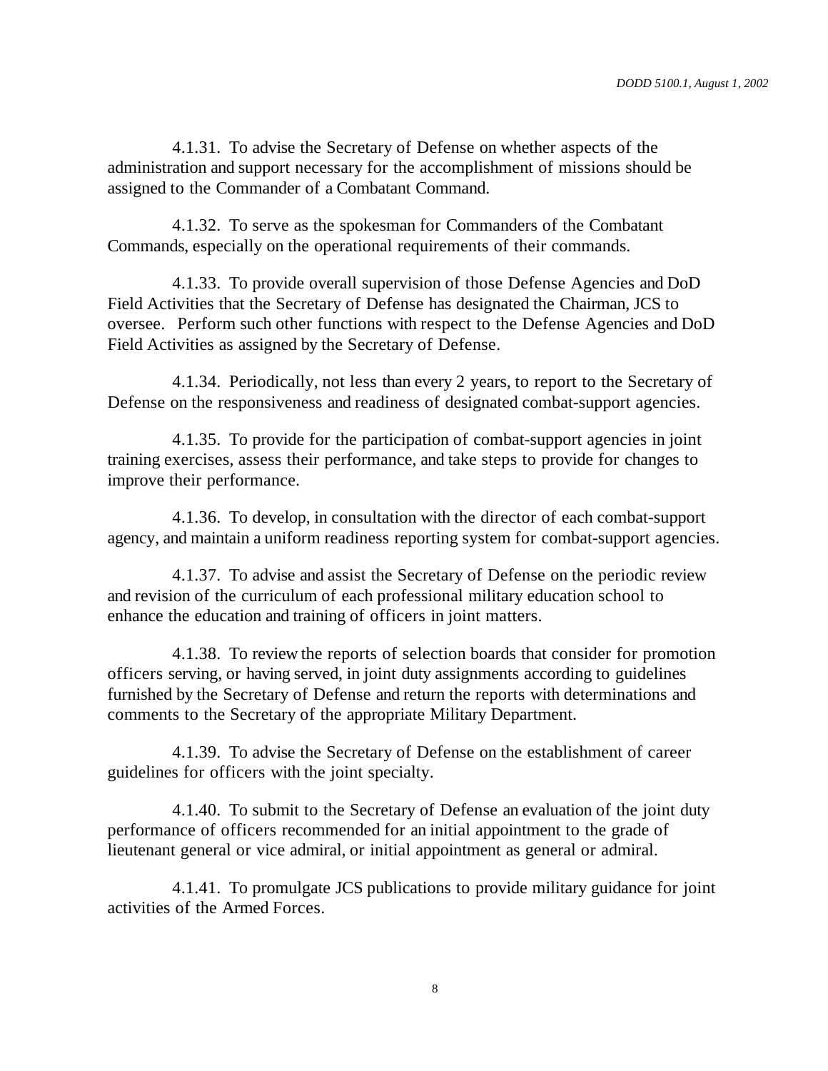4.1.31. To advise the Secretary of Defense on whether aspects of the administration and support necessary for the accomplishment of missions should be assigned to the Commander of a Combatant Command.

4.1.32. To serve as the spokesman for Commanders of the Combatant Commands, especially on the operational requirements of their commands.

4.1.33. To provide overall supervision of those Defense Agencies and DoD Field Activities that the Secretary of Defense has designated the Chairman, JCS to oversee. Perform such other functions with respect to the Defense Agencies and DoD Field Activities as assigned by the Secretary of Defense.

4.1.34. Periodically, not less than every 2 years, to report to the Secretary of Defense on the responsiveness and readiness of designated combat-support agencies.

4.1.35. To provide for the participation of combat-support agencies in joint training exercises, assess their performance, and take steps to provide for changes to improve their performance.

4.1.36. To develop, in consultation with the director of each combat-support agency, and maintain a uniform readiness reporting system for combat-support agencies.

4.1.37. To advise and assist the Secretary of Defense on the periodic review and revision of the curriculum of each professional military education school to enhance the education and training of officers in joint matters.

4.1.38. To review the reports of selection boards that consider for promotion officers serving, or having served, in joint duty assignments according to guidelines furnished by the Secretary of Defense and return the reports with determinations and comments to the Secretary of the appropriate Military Department.

4.1.39. To advise the Secretary of Defense on the establishment of career guidelines for officers with the joint specialty.

4.1.40. To submit to the Secretary of Defense an evaluation of the joint duty performance of officers recommended for an initial appointment to the grade of lieutenant general or vice admiral, or initial appointment as general or admiral.

4.1.41. To promulgate JCS publications to provide military guidance for joint activities of the Armed Forces.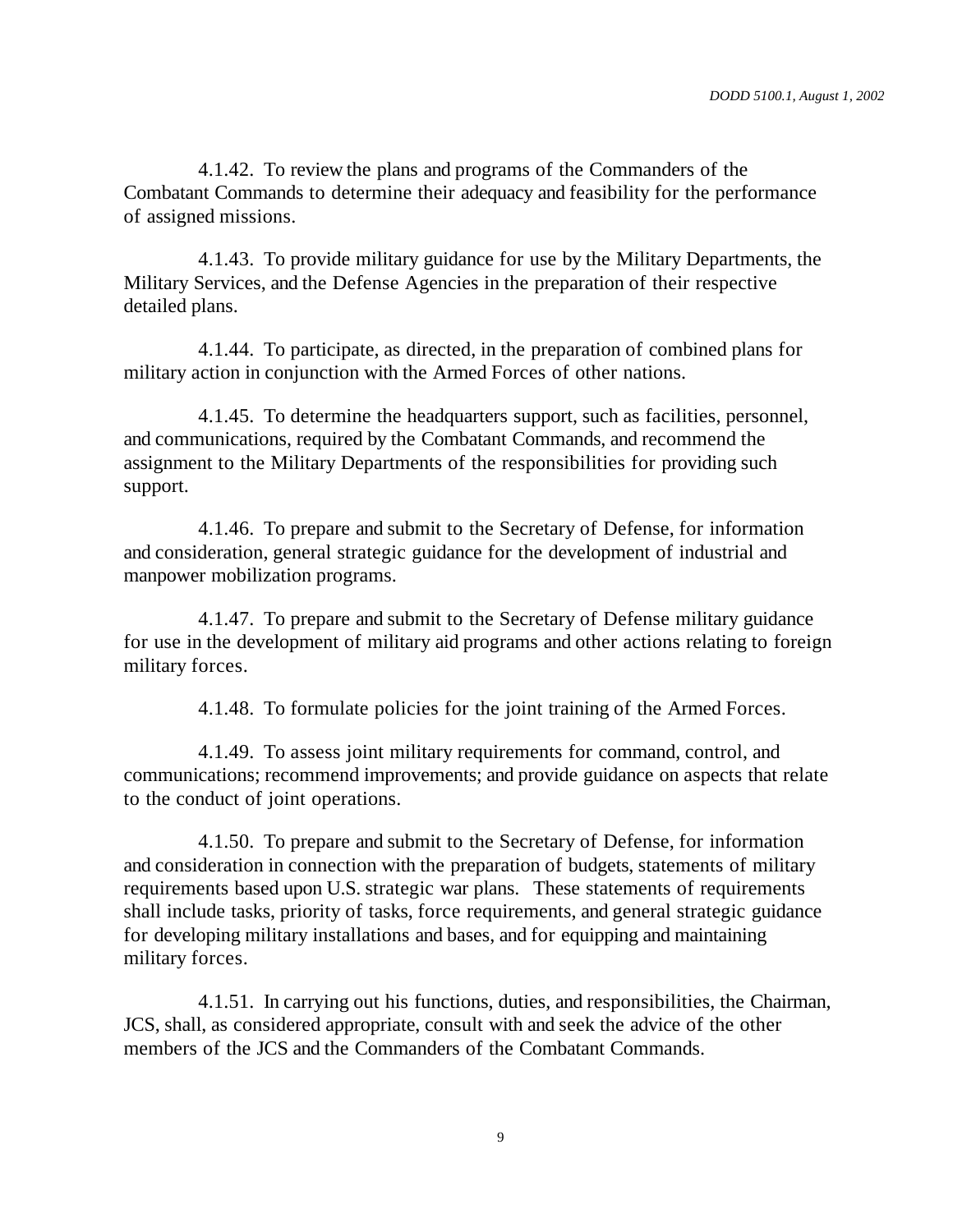4.1.42. To review the plans and programs of the Commanders of the Combatant Commands to determine their adequacy and feasibility for the performance of assigned missions.

4.1.43. To provide military guidance for use by the Military Departments, the Military Services, and the Defense Agencies in the preparation of their respective detailed plans.

4.1.44. To participate, as directed, in the preparation of combined plans for military action in conjunction with the Armed Forces of other nations.

4.1.45. To determine the headquarters support, such as facilities, personnel, and communications, required by the Combatant Commands, and recommend the assignment to the Military Departments of the responsibilities for providing such support.

4.1.46. To prepare and submit to the Secretary of Defense, for information and consideration, general strategic guidance for the development of industrial and manpower mobilization programs.

4.1.47. To prepare and submit to the Secretary of Defense military guidance for use in the development of military aid programs and other actions relating to foreign military forces.

4.1.48. To formulate policies for the joint training of the Armed Forces.

4.1.49. To assess joint military requirements for command, control, and communications; recommend improvements; and provide guidance on aspects that relate to the conduct of joint operations.

4.1.50. To prepare and submit to the Secretary of Defense, for information and consideration in connection with the preparation of budgets, statements of military requirements based upon U.S. strategic war plans. These statements of requirements shall include tasks, priority of tasks, force requirements, and general strategic guidance for developing military installations and bases, and for equipping and maintaining military forces.

4.1.51. In carrying out his functions, duties, and responsibilities, the Chairman, JCS, shall, as considered appropriate, consult with and seek the advice of the other members of the JCS and the Commanders of the Combatant Commands.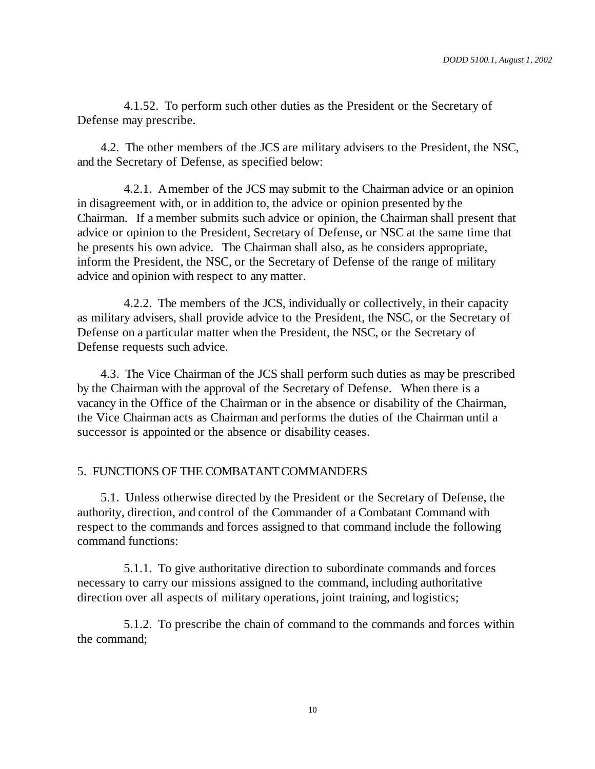4.1.52. To perform such other duties as the President or the Secretary of Defense may prescribe.

4.2. The other members of the JCS are military advisers to the President, the NSC, and the Secretary of Defense, as specified below:

4.2.1. A member of the JCS may submit to the Chairman advice or an opinion in disagreement with, or in addition to, the advice or opinion presented by the Chairman. If a member submits such advice or opinion, the Chairman shall present that advice or opinion to the President, Secretary of Defense, or NSC at the same time that he presents his own advice. The Chairman shall also, as he considers appropriate, inform the President, the NSC, or the Secretary of Defense of the range of military advice and opinion with respect to any matter.

4.2.2. The members of the JCS, individually or collectively, in their capacity as military advisers, shall provide advice to the President, the NSC, or the Secretary of Defense on a particular matter when the President, the NSC, or the Secretary of Defense requests such advice.

4.3. The Vice Chairman of the JCS shall perform such duties as may be prescribed by the Chairman with the approval of the Secretary of Defense. When there is a vacancy in the Office of the Chairman or in the absence or disability of the Chairman, the Vice Chairman acts as Chairman and performs the duties of the Chairman until a successor is appointed or the absence or disability ceases.

## 5. FUNCTIONS OF THE COMBATANT COMMANDERS

5.1. Unless otherwise directed by the President or the Secretary of Defense, the authority, direction, and control of the Commander of a Combatant Command with respect to the commands and forces assigned to that command include the following command functions:

5.1.1. To give authoritative direction to subordinate commands and forces necessary to carry our missions assigned to the command, including authoritative direction over all aspects of military operations, joint training, and logistics;

5.1.2. To prescribe the chain of command to the commands and forces within the command;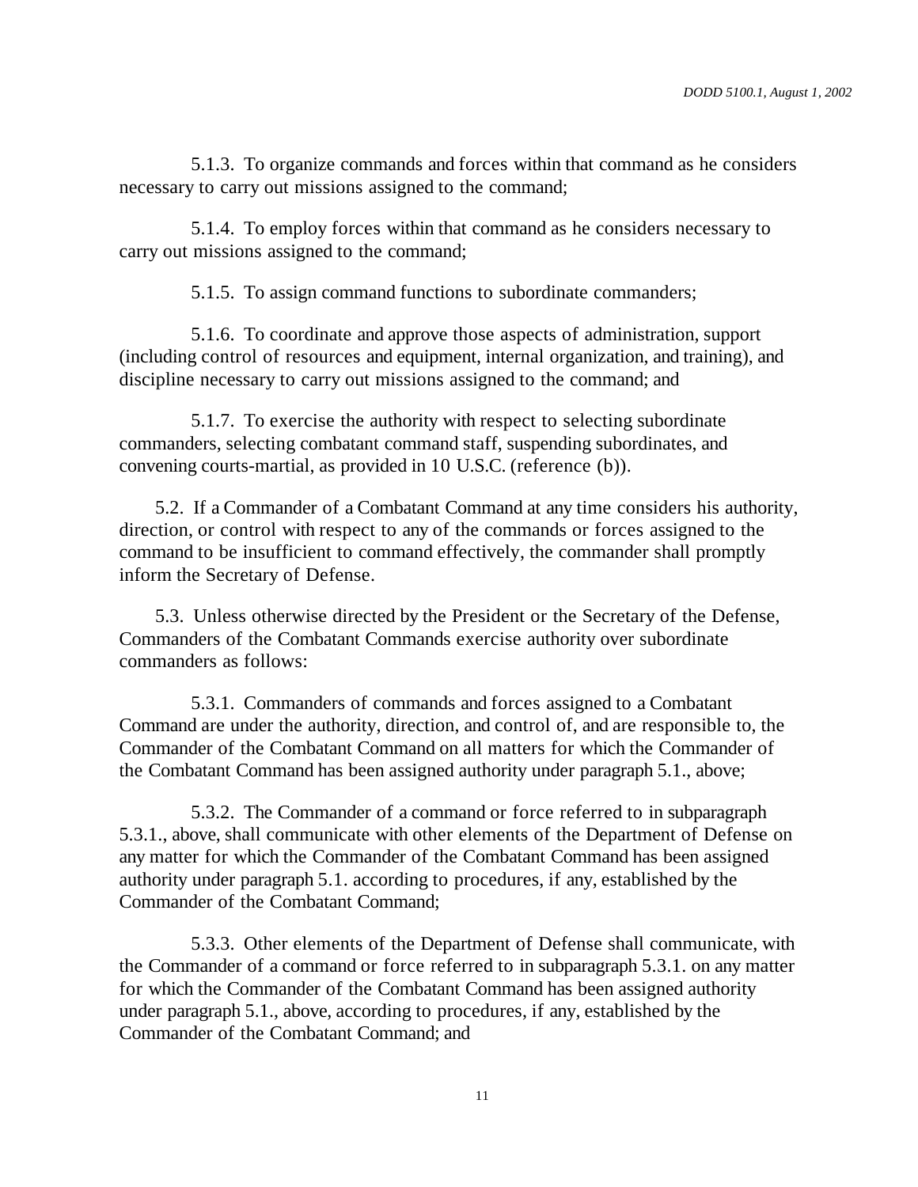5.1.3. To organize commands and forces within that command as he considers necessary to carry out missions assigned to the command;

5.1.4. To employ forces within that command as he considers necessary to carry out missions assigned to the command;

5.1.5. To assign command functions to subordinate commanders;

5.1.6. To coordinate and approve those aspects of administration, support (including control of resources and equipment, internal organization, and training), and discipline necessary to carry out missions assigned to the command; and

5.1.7. To exercise the authority with respect to selecting subordinate commanders, selecting combatant command staff, suspending subordinates, and convening courts-martial, as provided in 10 U.S.C. (reference (b)).

5.2. If a Commander of a Combatant Command at any time considers his authority, direction, or control with respect to any of the commands or forces assigned to the command to be insufficient to command effectively, the commander shall promptly inform the Secretary of Defense.

5.3. Unless otherwise directed by the President or the Secretary of the Defense, Commanders of the Combatant Commands exercise authority over subordinate commanders as follows:

5.3.1. Commanders of commands and forces assigned to a Combatant Command are under the authority, direction, and control of, and are responsible to, the Commander of the Combatant Command on all matters for which the Commander of the Combatant Command has been assigned authority under paragraph 5.1., above;

5.3.2. The Commander of a command or force referred to in subparagraph 5.3.1., above, shall communicate with other elements of the Department of Defense on any matter for which the Commander of the Combatant Command has been assigned authority under paragraph 5.1. according to procedures, if any, established by the Commander of the Combatant Command;

5.3.3. Other elements of the Department of Defense shall communicate, with the Commander of a command or force referred to in subparagraph 5.3.1. on any matter for which the Commander of the Combatant Command has been assigned authority under paragraph 5.1., above, according to procedures, if any, established by the Commander of the Combatant Command; and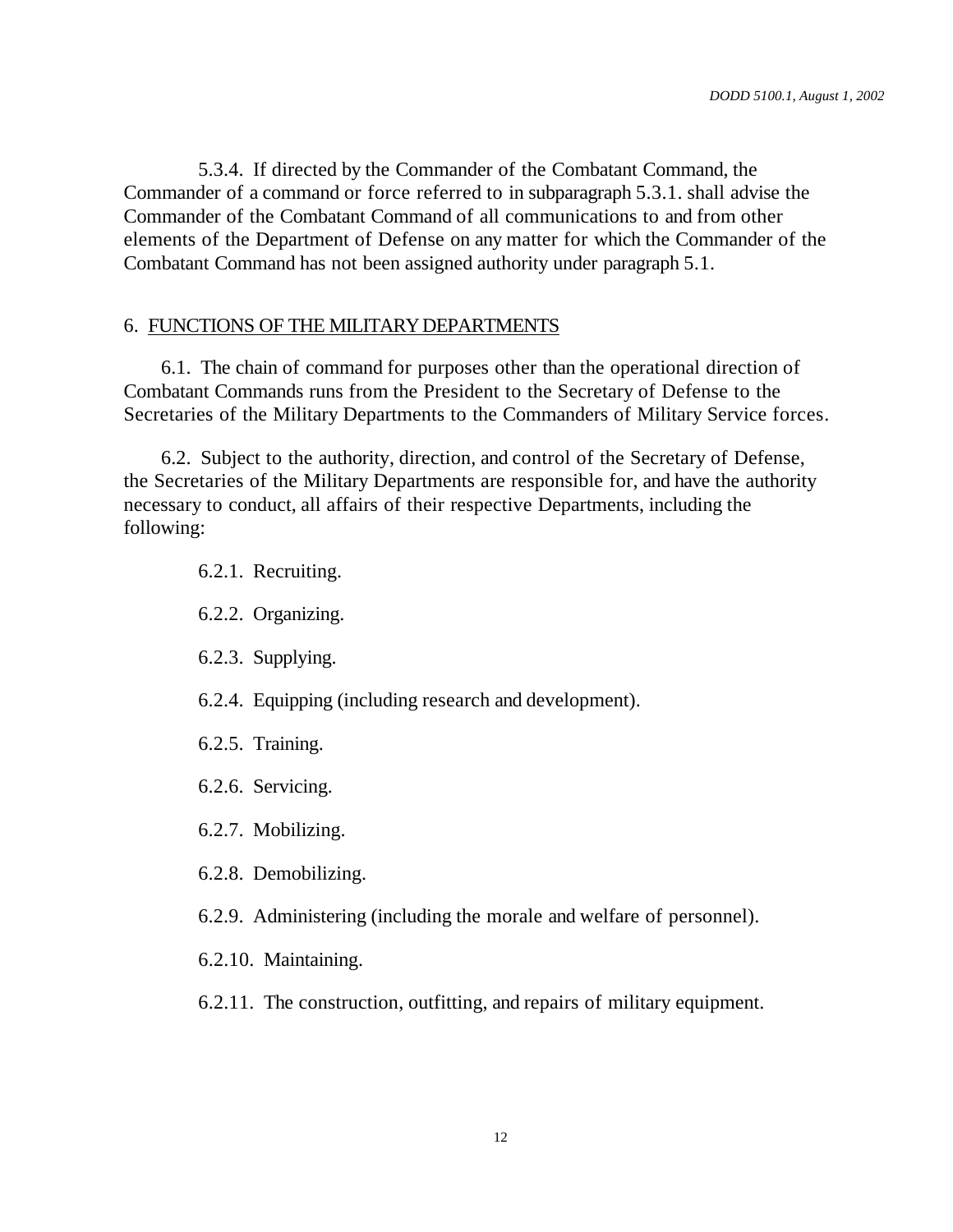5.3.4. If directed by the Commander of the Combatant Command, the Commander of a command or force referred to in subparagraph 5.3.1. shall advise the Commander of the Combatant Command of all communications to and from other elements of the Department of Defense on any matter for which the Commander of the Combatant Command has not been assigned authority under paragraph 5.1.

## 6. FUNCTIONS OF THE MILITARY DEPARTMENTS

6.1. The chain of command for purposes other than the operational direction of Combatant Commands runs from the President to the Secretary of Defense to the Secretaries of the Military Departments to the Commanders of Military Service forces.

6.2. Subject to the authority, direction, and control of the Secretary of Defense, the Secretaries of the Military Departments are responsible for, and have the authority necessary to conduct, all affairs of their respective Departments, including the following:

6.2.1. Recruiting.

6.2.2. Organizing.

6.2.3. Supplying.

6.2.4. Equipping (including research and development).

6.2.5. Training.

6.2.6. Servicing.

6.2.7. Mobilizing.

6.2.8. Demobilizing.

6.2.9. Administering (including the morale and welfare of personnel).

6.2.10. Maintaining.

6.2.11. The construction, outfitting, and repairs of military equipment.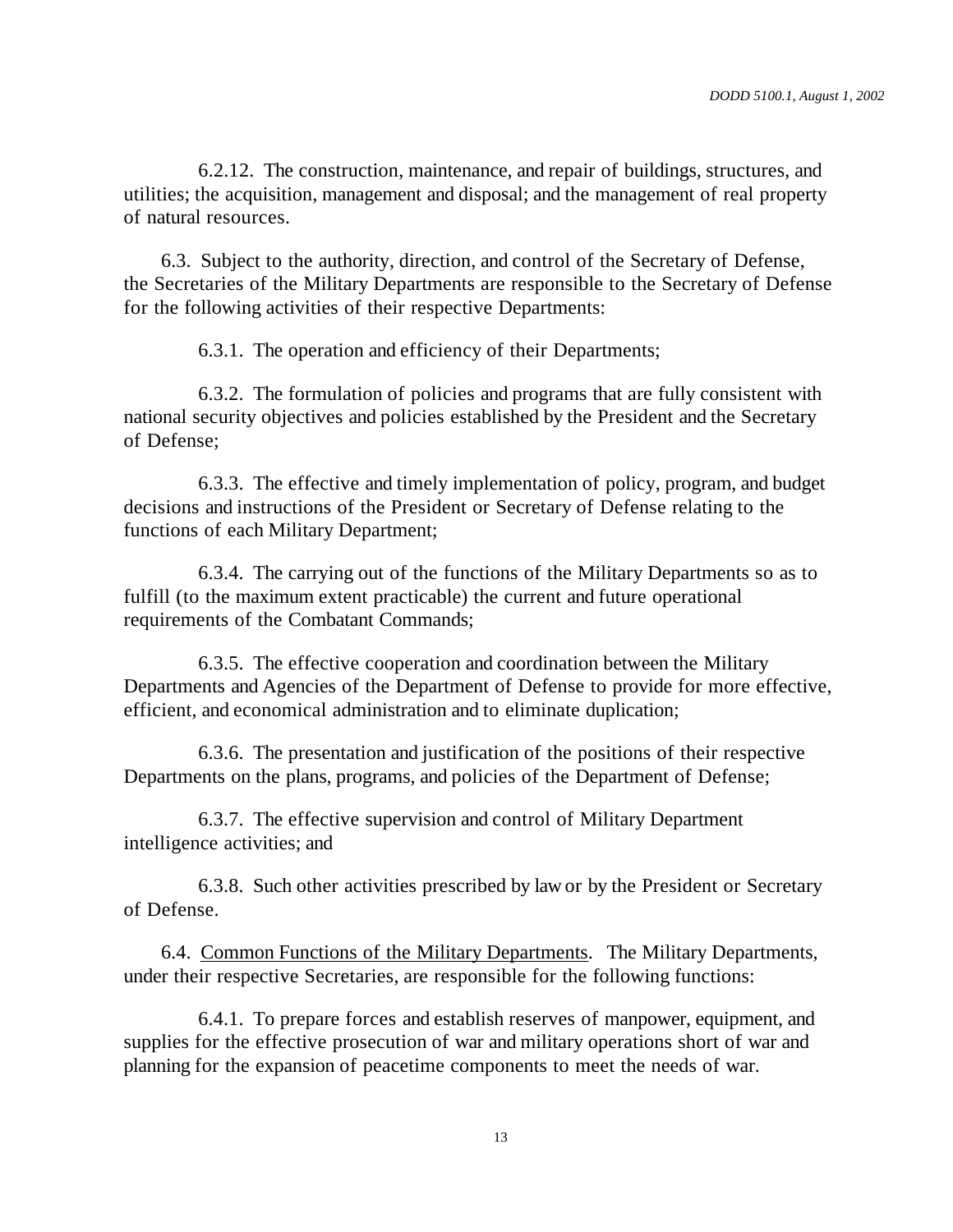6.2.12. The construction, maintenance, and repair of buildings, structures, and utilities; the acquisition, management and disposal; and the management of real property of natural resources.

6.3. Subject to the authority, direction, and control of the Secretary of Defense, the Secretaries of the Military Departments are responsible to the Secretary of Defense for the following activities of their respective Departments:

6.3.1. The operation and efficiency of their Departments;

6.3.2. The formulation of policies and programs that are fully consistent with national security objectives and policies established by the President and the Secretary of Defense;

6.3.3. The effective and timely implementation of policy, program, and budget decisions and instructions of the President or Secretary of Defense relating to the functions of each Military Department;

6.3.4. The carrying out of the functions of the Military Departments so as to fulfill (to the maximum extent practicable) the current and future operational requirements of the Combatant Commands;

6.3.5. The effective cooperation and coordination between the Military Departments and Agencies of the Department of Defense to provide for more effective, efficient, and economical administration and to eliminate duplication;

6.3.6. The presentation and justification of the positions of their respective Departments on the plans, programs, and policies of the Department of Defense;

6.3.7. The effective supervision and control of Military Department intelligence activities; and

6.3.8. Such other activities prescribed by law or by the President or Secretary of Defense.

6.4. Common Functions of the Military Departments. The Military Departments, under their respective Secretaries, are responsible for the following functions:

6.4.1. To prepare forces and establish reserves of manpower, equipment, and supplies for the effective prosecution of war and military operations short of war and planning for the expansion of peacetime components to meet the needs of war.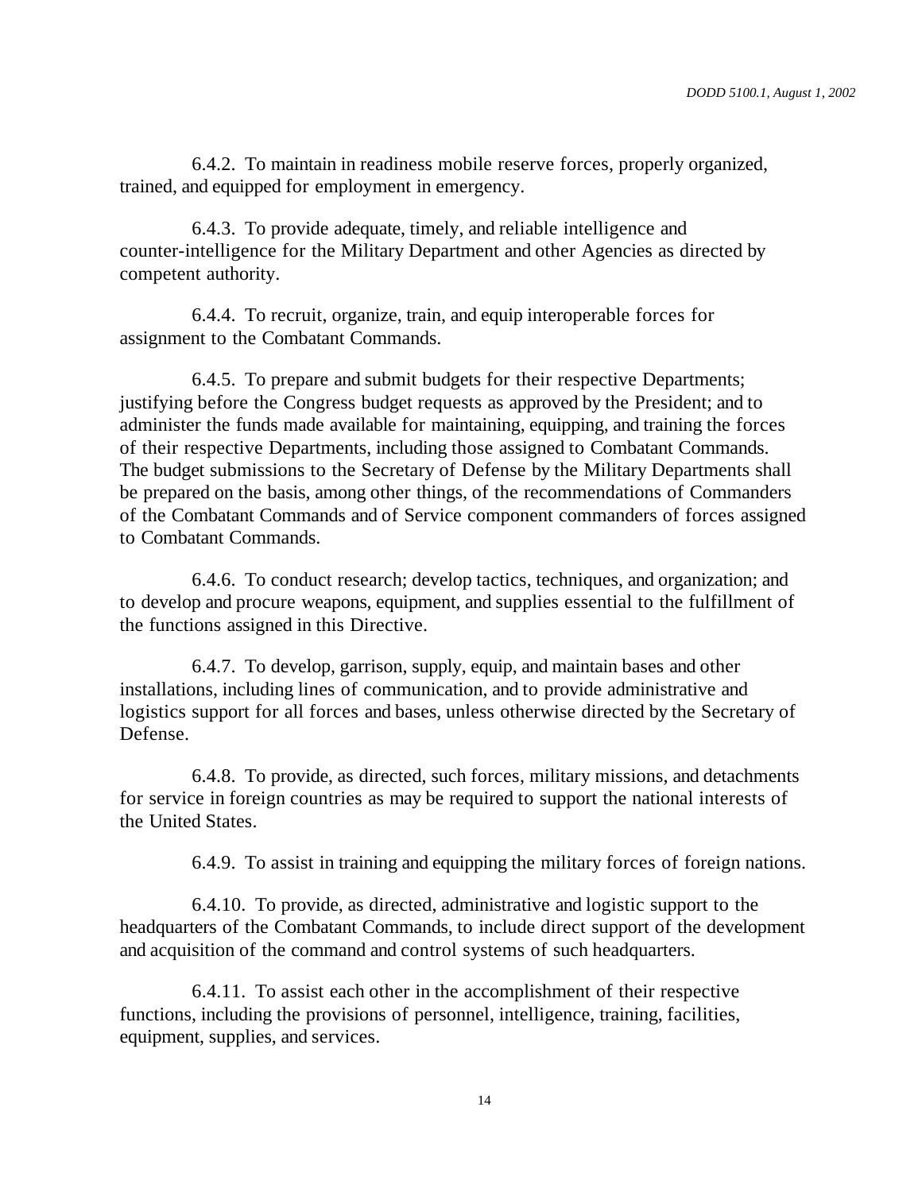6.4.2. To maintain in readiness mobile reserve forces, properly organized, trained, and equipped for employment in emergency.

6.4.3. To provide adequate, timely, and reliable intelligence and counter-intelligence for the Military Department and other Agencies as directed by competent authority.

6.4.4. To recruit, organize, train, and equip interoperable forces for assignment to the Combatant Commands.

6.4.5. To prepare and submit budgets for their respective Departments; justifying before the Congress budget requests as approved by the President; and to administer the funds made available for maintaining, equipping, and training the forces of their respective Departments, including those assigned to Combatant Commands. The budget submissions to the Secretary of Defense by the Military Departments shall be prepared on the basis, among other things, of the recommendations of Commanders of the Combatant Commands and of Service component commanders of forces assigned to Combatant Commands.

6.4.6. To conduct research; develop tactics, techniques, and organization; and to develop and procure weapons, equipment, and supplies essential to the fulfillment of the functions assigned in this Directive.

6.4.7. To develop, garrison, supply, equip, and maintain bases and other installations, including lines of communication, and to provide administrative and logistics support for all forces and bases, unless otherwise directed by the Secretary of Defense.

6.4.8. To provide, as directed, such forces, military missions, and detachments for service in foreign countries as may be required to support the national interests of the United States.

6.4.9. To assist in training and equipping the military forces of foreign nations.

6.4.10. To provide, as directed, administrative and logistic support to the headquarters of the Combatant Commands, to include direct support of the development and acquisition of the command and control systems of such headquarters.

6.4.11. To assist each other in the accomplishment of their respective functions, including the provisions of personnel, intelligence, training, facilities, equipment, supplies, and services.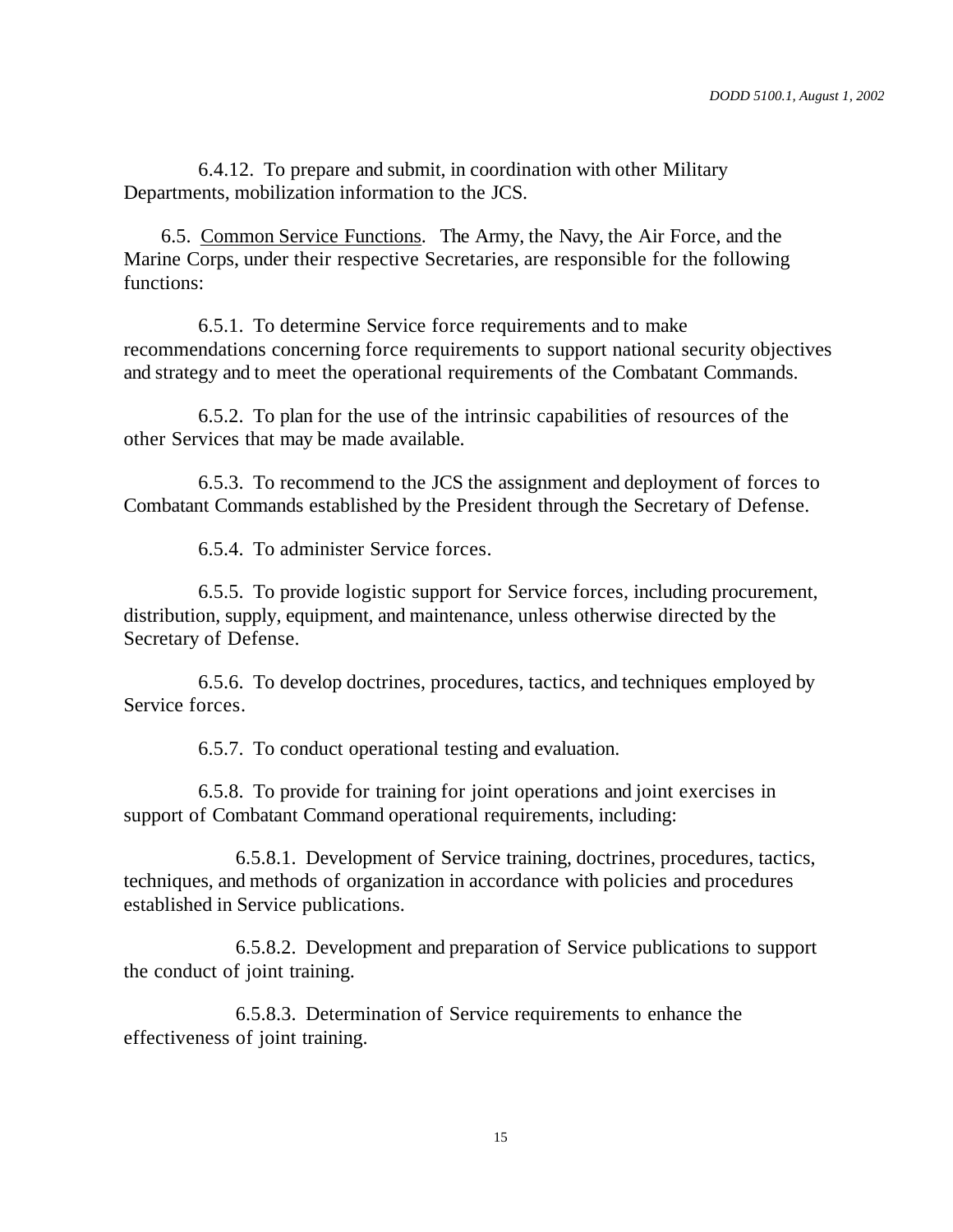6.4.12. To prepare and submit, in coordination with other Military Departments, mobilization information to the JCS.

6.5. Common Service Functions. The Army, the Navy, the Air Force, and the Marine Corps, under their respective Secretaries, are responsible for the following functions:

6.5.1. To determine Service force requirements and to make recommendations concerning force requirements to support national security objectives and strategy and to meet the operational requirements of the Combatant Commands.

6.5.2. To plan for the use of the intrinsic capabilities of resources of the other Services that may be made available.

6.5.3. To recommend to the JCS the assignment and deployment of forces to Combatant Commands established by the President through the Secretary of Defense.

6.5.4. To administer Service forces.

6.5.5. To provide logistic support for Service forces, including procurement, distribution, supply, equipment, and maintenance, unless otherwise directed by the Secretary of Defense.

6.5.6. To develop doctrines, procedures, tactics, and techniques employed by Service forces.

6.5.7. To conduct operational testing and evaluation.

6.5.8. To provide for training for joint operations and joint exercises in support of Combatant Command operational requirements, including:

6.5.8.1. Development of Service training, doctrines, procedures, tactics, techniques, and methods of organization in accordance with policies and procedures established in Service publications.

6.5.8.2. Development and preparation of Service publications to support the conduct of joint training.

6.5.8.3. Determination of Service requirements to enhance the effectiveness of joint training.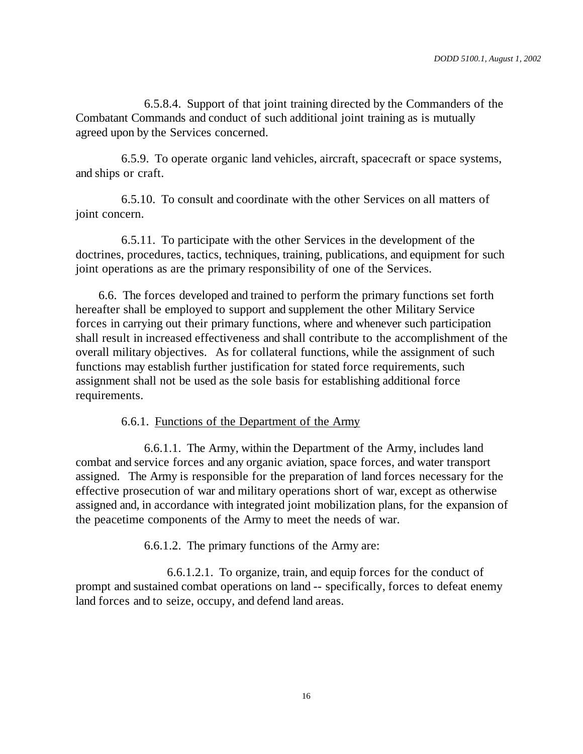6.5.8.4. Support of that joint training directed by the Commanders of the Combatant Commands and conduct of such additional joint training as is mutually agreed upon by the Services concerned.

6.5.9. To operate organic land vehicles, aircraft, spacecraft or space systems, and ships or craft.

6.5.10. To consult and coordinate with the other Services on all matters of joint concern.

6.5.11. To participate with the other Services in the development of the doctrines, procedures, tactics, techniques, training, publications, and equipment for such joint operations as are the primary responsibility of one of the Services.

6.6. The forces developed and trained to perform the primary functions set forth hereafter shall be employed to support and supplement the other Military Service forces in carrying out their primary functions, where and whenever such participation shall result in increased effectiveness and shall contribute to the accomplishment of the overall military objectives. As for collateral functions, while the assignment of such functions may establish further justification for stated force requirements, such assignment shall not be used as the sole basis for establishing additional force requirements.

6.6.1. Functions of the Department of the Army

6.6.1.1. The Army, within the Department of the Army, includes land combat and service forces and any organic aviation, space forces, and water transport assigned. The Army is responsible for the preparation of land forces necessary for the effective prosecution of war and military operations short of war, except as otherwise assigned and, in accordance with integrated joint mobilization plans, for the expansion of the peacetime components of the Army to meet the needs of war.

6.6.1.2. The primary functions of the Army are:

6.6.1.2.1. To organize, train, and equip forces for the conduct of prompt and sustained combat operations on land -- specifically, forces to defeat enemy land forces and to seize, occupy, and defend land areas.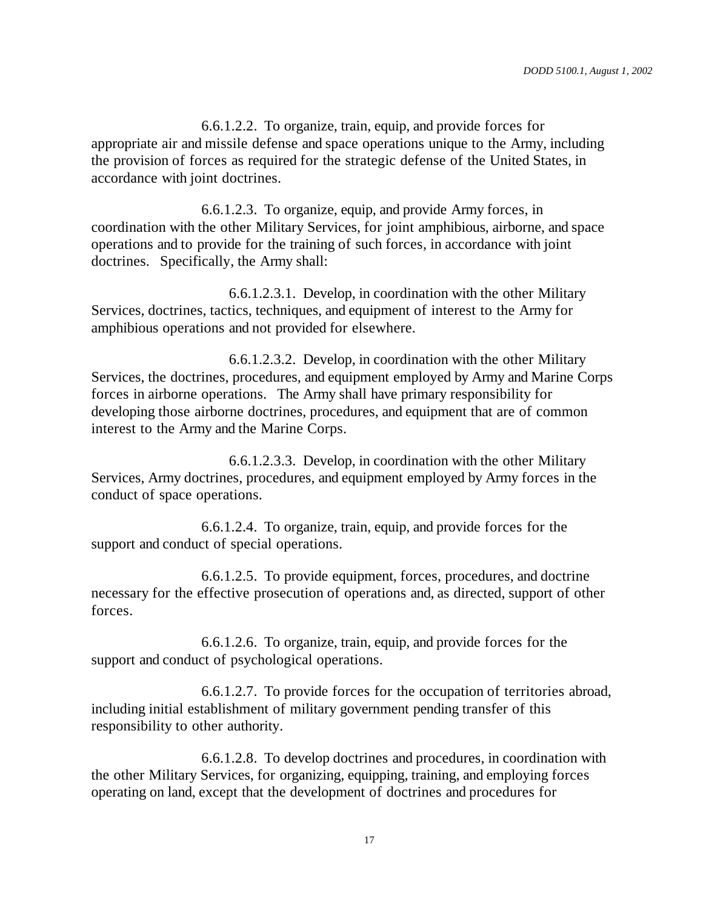6.6.1.2.2. To organize, train, equip, and provide forces for appropriate air and missile defense and space operations unique to the Army, including the provision of forces as required for the strategic defense of the United States, in accordance with joint doctrines.

6.6.1.2.3. To organize, equip, and provide Army forces, in coordination with the other Military Services, for joint amphibious, airborne, and space operations and to provide for the training of such forces, in accordance with joint doctrines. Specifically, the Army shall:

6.6.1.2.3.1. Develop, in coordination with the other Military Services, doctrines, tactics, techniques, and equipment of interest to the Army for amphibious operations and not provided for elsewhere.

6.6.1.2.3.2. Develop, in coordination with the other Military Services, the doctrines, procedures, and equipment employed by Army and Marine Corps forces in airborne operations. The Army shall have primary responsibility for developing those airborne doctrines, procedures, and equipment that are of common interest to the Army and the Marine Corps.

6.6.1.2.3.3. Develop, in coordination with the other Military Services, Army doctrines, procedures, and equipment employed by Army forces in the conduct of space operations.

6.6.1.2.4. To organize, train, equip, and provide forces for the support and conduct of special operations.

6.6.1.2.5. To provide equipment, forces, procedures, and doctrine necessary for the effective prosecution of operations and, as directed, support of other forces.

6.6.1.2.6. To organize, train, equip, and provide forces for the support and conduct of psychological operations.

6.6.1.2.7. To provide forces for the occupation of territories abroad, including initial establishment of military government pending transfer of this responsibility to other authority.

6.6.1.2.8. To develop doctrines and procedures, in coordination with the other Military Services, for organizing, equipping, training, and employing forces operating on land, except that the development of doctrines and procedures for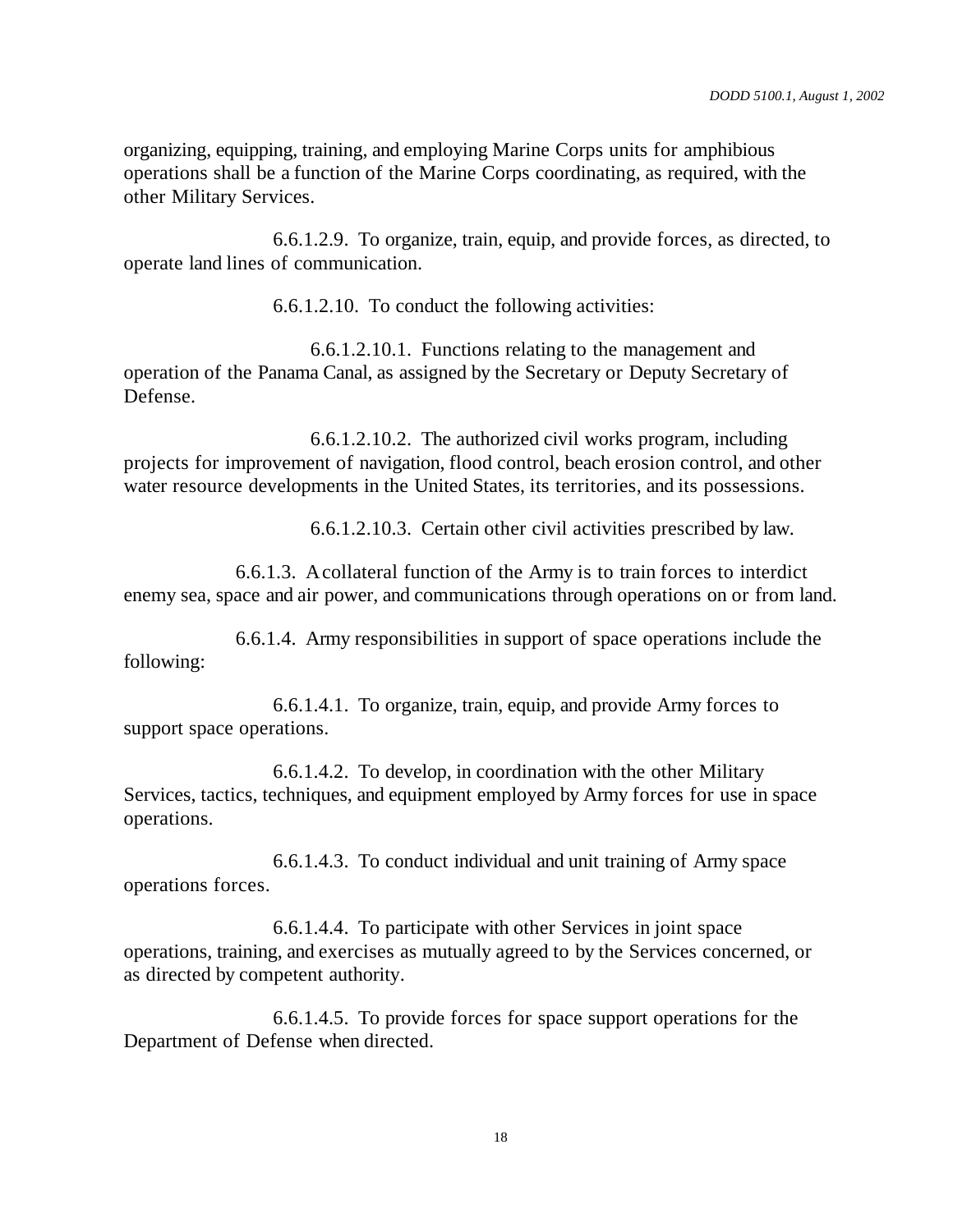organizing, equipping, training, and employing Marine Corps units for amphibious operations shall be a function of the Marine Corps coordinating, as required, with the other Military Services.

6.6.1.2.9. To organize, train, equip, and provide forces, as directed, to operate land lines of communication.

6.6.1.2.10. To conduct the following activities:

6.6.1.2.10.1. Functions relating to the management and operation of the Panama Canal, as assigned by the Secretary or Deputy Secretary of Defense.

6.6.1.2.10.2. The authorized civil works program, including projects for improvement of navigation, flood control, beach erosion control, and other water resource developments in the United States, its territories, and its possessions.

6.6.1.2.10.3. Certain other civil activities prescribed by law.

6.6.1.3. A collateral function of the Army is to train forces to interdict enemy sea, space and air power, and communications through operations on or from land.

6.6.1.4. Army responsibilities in support of space operations include the following:

6.6.1.4.1. To organize, train, equip, and provide Army forces to support space operations.

6.6.1.4.2. To develop, in coordination with the other Military Services, tactics, techniques, and equipment employed by Army forces for use in space operations.

6.6.1.4.3. To conduct individual and unit training of Army space operations forces.

6.6.1.4.4. To participate with other Services in joint space operations, training, and exercises as mutually agreed to by the Services concerned, or as directed by competent authority.

6.6.1.4.5. To provide forces for space support operations for the Department of Defense when directed.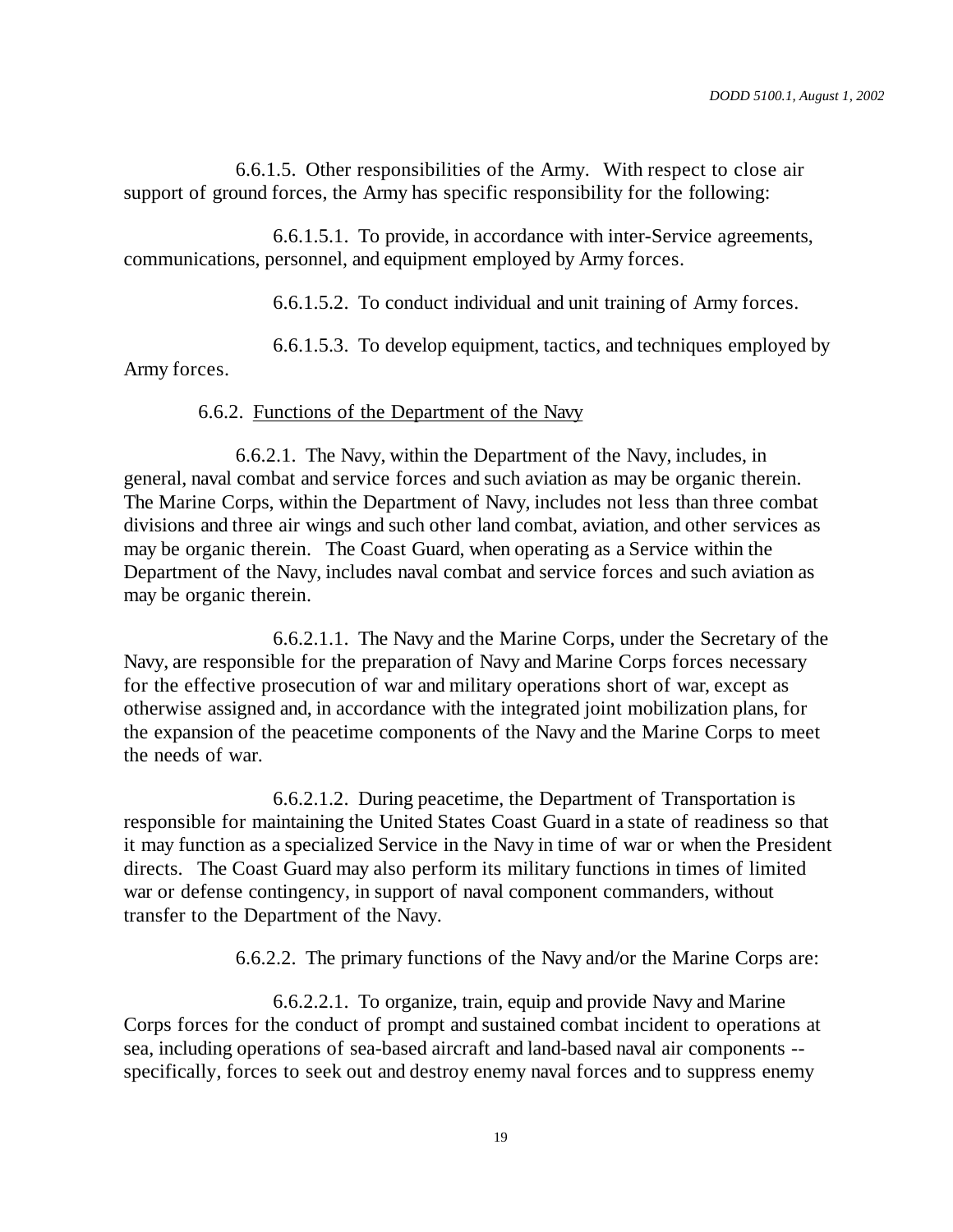6.6.1.5. Other responsibilities of the Army. With respect to close air support of ground forces, the Army has specific responsibility for the following:

6.6.1.5.1. To provide, in accordance with inter-Service agreements, communications, personnel, and equipment employed by Army forces.

6.6.1.5.2. To conduct individual and unit training of Army forces.

6.6.1.5.3. To develop equipment, tactics, and techniques employed by Army forces.

6.6.2. <u>Functions of the Department of the Navy</u>

6.6.2.1. The Navy, within the Department of the Navy, includes, in general, naval combat and service forces and such aviation as may be organic therein. The Marine Corps, within the Department of Navy, includes not less than three combat divisions and three air wings and such other land combat, aviation, and other services as may be organic therein. The Coast Guard, when operating as a Service within the Department of the Navy, includes naval combat and service forces and such aviation as may be organic therein.

6.6.2.1.1. The Navy and the Marine Corps, under the Secretary of the Navy, are responsible for the preparation of Navy and Marine Corps forces necessary for the effective prosecution of war and military operations short of war, except as otherwise assigned and, in accordance with the integrated joint mobilization plans, for the expansion of the peacetime components of the Navy and the Marine Corps to meet the needs of war.

6.6.2.1.2. During peacetime, the Department of Transportation is responsible for maintaining the United States Coast Guard in a state of readiness so that it may function as a specialized Service in the Navy in time of war or when the President directs. The Coast Guard may also perform its military functions in times of limited war or defense contingency, in support of naval component commanders, without transfer to the Department of the Navy.

6.6.2.2. The primary functions of the Navy and/or the Marine Corps are:

6.6.2.2.1. To organize, train, equip and provide Navy and Marine Corps forces for the conduct of prompt and sustained combat incident to operations at sea, including operations of sea-based aircraft and land-based naval air components -- specifically, forces to seek out and destroy enemy naval forces and to suppress enemy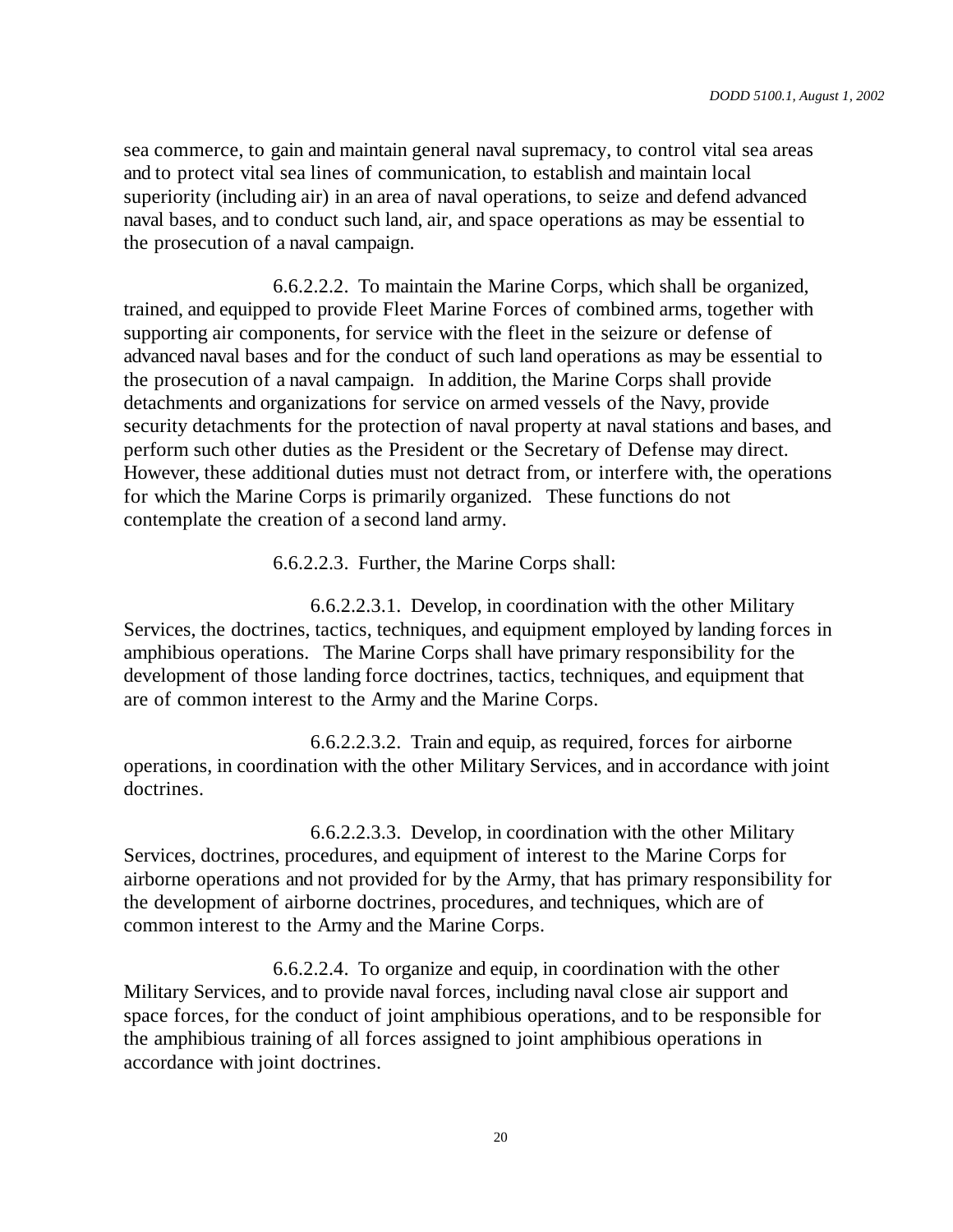sea commerce, to gain and maintain general naval supremacy, to control vital sea areas and to protect vital sea lines of communication, to establish and maintain local superiority (including air) in an area of naval operations, to seize and defend advanced naval bases, and to conduct such land, air, and space operations as may be essential to the prosecution of a naval campaign.

6.6.2.2.2. To maintain the Marine Corps, which shall be organized, trained, and equipped to provide Fleet Marine Forces of combined arms, together with supporting air components, for service with the fleet in the seizure or defense of advanced naval bases and for the conduct of such land operations as may be essential to the prosecution of a naval campaign. In addition, the Marine Corps shall provide detachments and organizations for service on armed vessels of the Navy, provide security detachments for the protection of naval property at naval stations and bases, and perform such other duties as the President or the Secretary of Defense may direct. However, these additional duties must not detract from, or interfere with, the operations for which the Marine Corps is primarily organized. These functions do not contemplate the creation of a second land army.

6.6.2.2.3. Further, the Marine Corps shall:

6.6.2.2.3.1. Develop, in coordination with the other Military Services, the doctrines, tactics, techniques, and equipment employed by landing forces in amphibious operations. The Marine Corps shall have primary responsibility for the development of those landing force doctrines, tactics, techniques, and equipment that are of common interest to the Army and the Marine Corps.

6.6.2.2.3.2. Train and equip, as required, forces for airborne operations, in coordination with the other Military Services, and in accordance with joint doctrines.

6.6.2.2.3.3. Develop, in coordination with the other Military Services, doctrines, procedures, and equipment of interest to the Marine Corps for airborne operations and not provided for by the Army, that has primary responsibility for the development of airborne doctrines, procedures, and techniques, which are of common interest to the Army and the Marine Corps.

6.6.2.2.4. To organize and equip, in coordination with the other Military Services, and to provide naval forces, including naval close air support and space forces, for the conduct of joint amphibious operations, and to be responsible for the amphibious training of all forces assigned to joint amphibious operations in accordance with joint doctrines.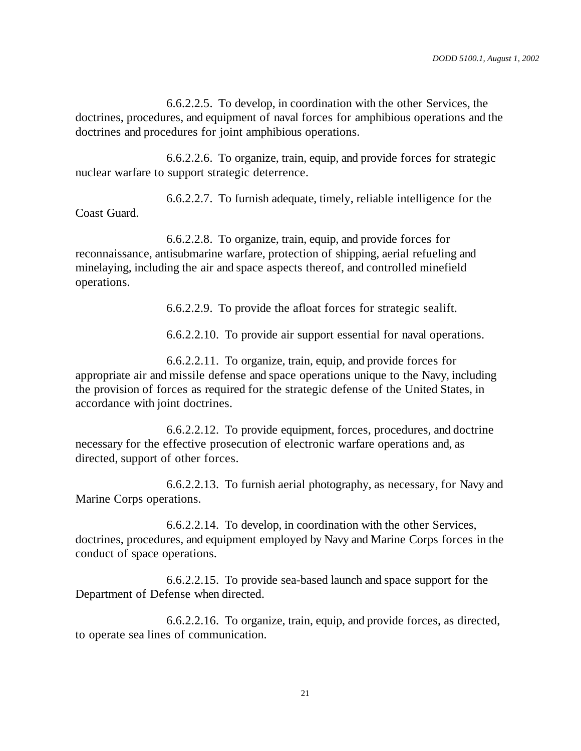6.6.2.2.5. To develop, in coordination with the other Services, the doctrines, procedures, and equipment of naval forces for amphibious operations and the doctrines and procedures for joint amphibious operations.

6.6.2.2.6. To organize, train, equip, and provide forces for strategic nuclear warfare to support strategic deterrence.

6.6.2.2.7. To furnish adequate, timely, reliable intelligence for the Coast Guard.

6.6.2.2.8. To organize, train, equip, and provide forces for reconnaissance, antisubmarine warfare, protection of shipping, aerial refueling and minelaying, including the air and space aspects thereof, and controlled minefield operations.

6.6.2.2.9. To provide the afloat forces for strategic sealift.

6.6.2.2.10. To provide air support essential for naval operations.

6.6.2.2.11. To organize, train, equip, and provide forces for appropriate air and missile defense and space operations unique to the Navy, including the provision of forces as required for the strategic defense of the United States, in accordance with joint doctrines.

6.6.2.2.12. To provide equipment, forces, procedures, and doctrine necessary for the effective prosecution of electronic warfare operations and, as directed, support of other forces.

6.6.2.2.13. To furnish aerial photography, as necessary, for Navy and Marine Corps operations.

6.6.2.2.14. To develop, in coordination with the other Services, doctrines, procedures, and equipment employed by Navy and Marine Corps forces in the conduct of space operations.

6.6.2.2.15. To provide sea-based launch and space support for the Department of Defense when directed.

6.6.2.2.16. To organize, train, equip, and provide forces, as directed, to operate sea lines of communication.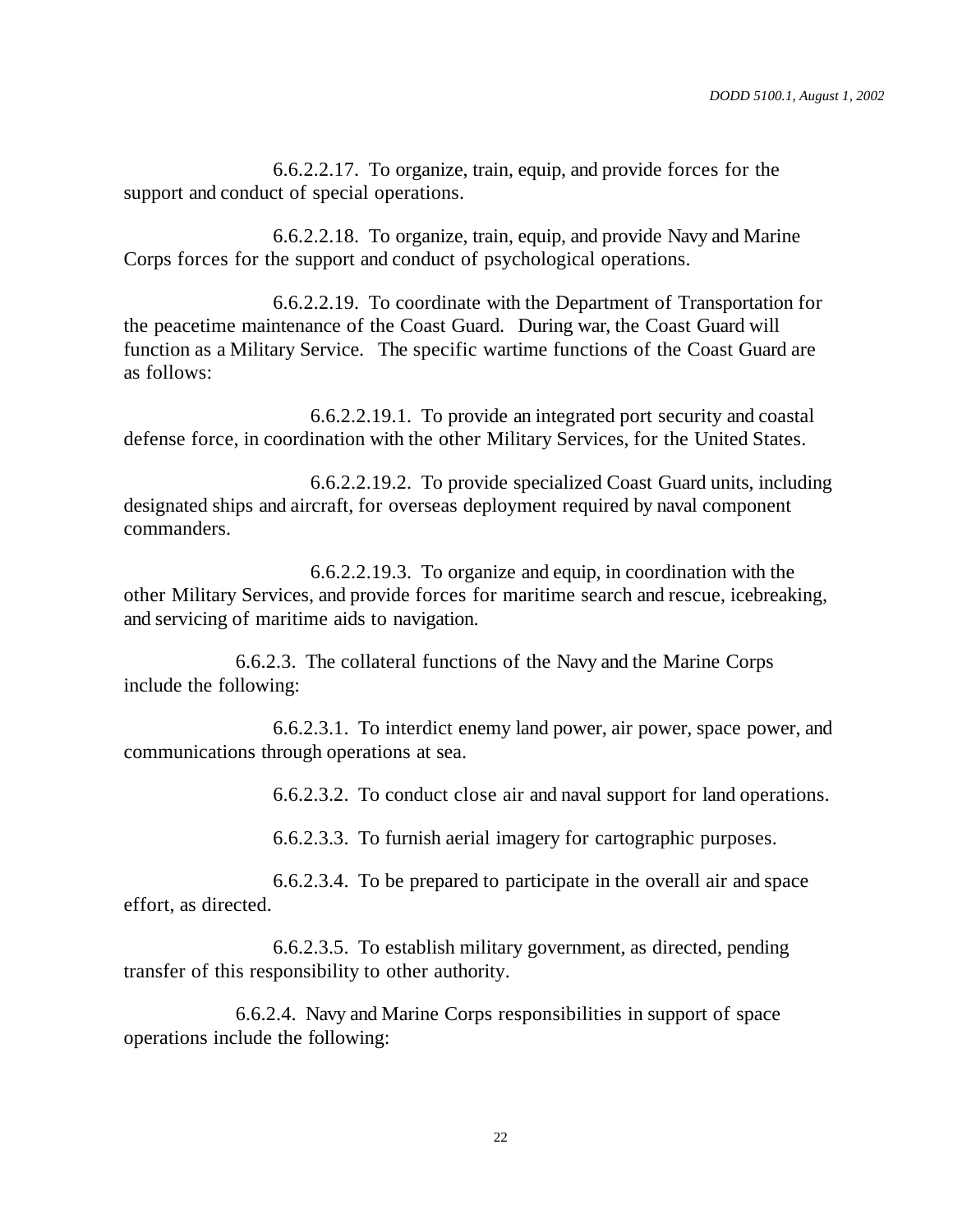6.6.2.2.17. To organize, train, equip, and provide forces for the support and conduct of special operations.

6.6.2.2.18. To organize, train, equip, and provide Navy and Marine Corps forces for the support and conduct of psychological operations.

6.6.2.2.19. To coordinate with the Department of Transportation for the peacetime maintenance of the Coast Guard. During war, the Coast Guard will function as a Military Service. The specific wartime functions of the Coast Guard are as follows:

6.6.2.2.19.1. To provide an integrated port security and coastal defense force, in coordination with the other Military Services, for the United States.

6.6.2.2.19.2. To provide specialized Coast Guard units, including designated ships and aircraft, for overseas deployment required by naval component commanders.

6.6.2.2.19.3. To organize and equip, in coordination with the other Military Services, and provide forces for maritime search and rescue, icebreaking, and servicing of maritime aids to navigation.

6.6.2.3. The collateral functions of the Navy and the Marine Corps include the following:

6.6.2.3.1. To interdict enemy land power, air power, space power, and communications through operations at sea.

6.6.2.3.2. To conduct close air and naval support for land operations.

6.6.2.3.3. To furnish aerial imagery for cartographic purposes.

6.6.2.3.4. To be prepared to participate in the overall air and space effort, as directed.

6.6.2.3.5. To establish military government, as directed, pending transfer of this responsibility to other authority.

6.6.2.4. Navy and Marine Corps responsibilities in support of space operations include the following: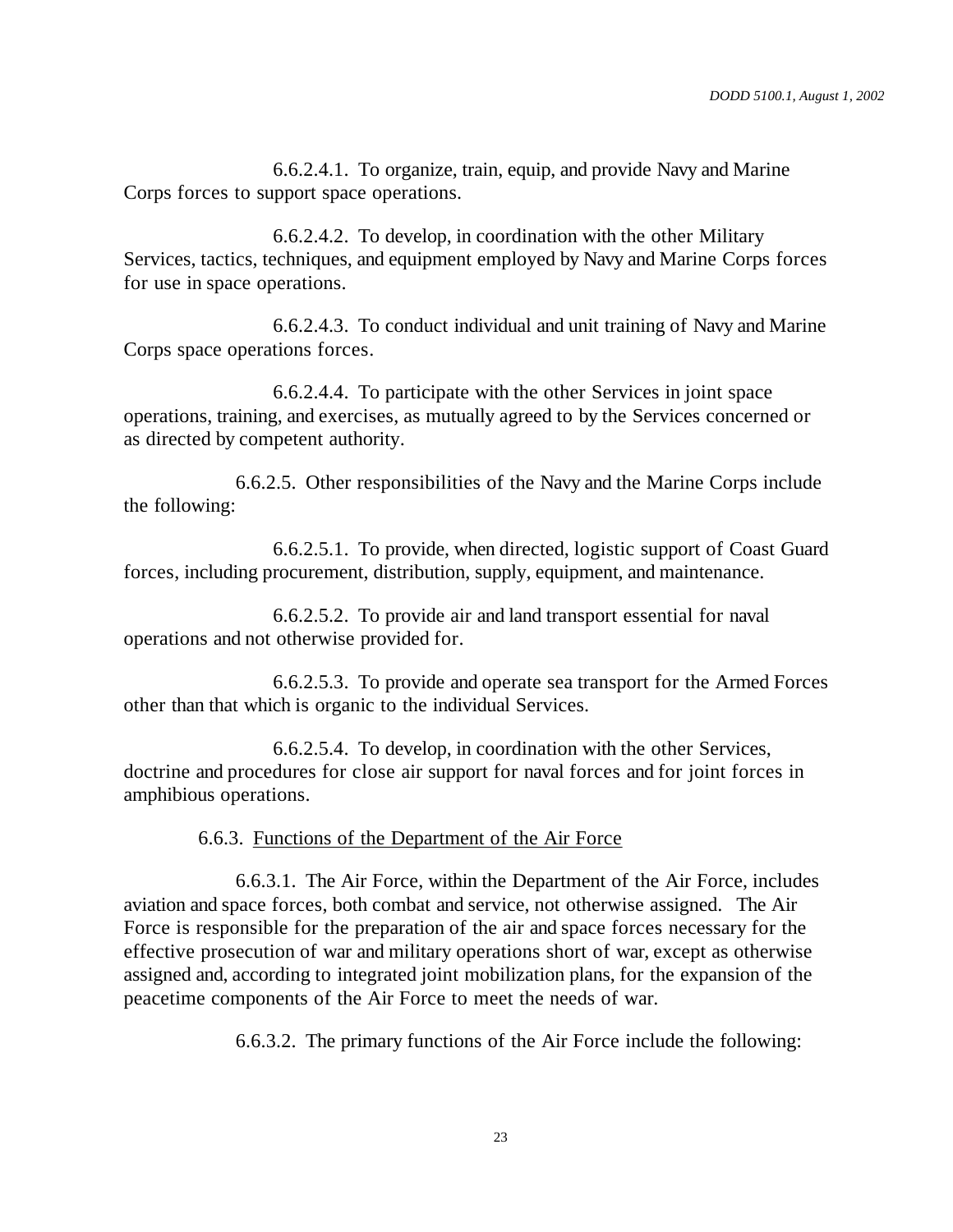6.6.2.4.1. To organize, train, equip, and provide Navy and Marine Corps forces to support space operations.

6.6.2.4.2. To develop, in coordination with the other Military Services, tactics, techniques, and equipment employed by Navy and Marine Corps forces for use in space operations.

6.6.2.4.3. To conduct individual and unit training of Navy and Marine Corps space operations forces.

6.6.2.4.4. To participate with the other Services in joint space operations, training, and exercises, as mutually agreed to by the Services concerned or as directed by competent authority.

6.6.2.5. Other responsibilities of the Navy and the Marine Corps include the following:

6.6.2.5.1. To provide, when directed, logistic support of Coast Guard forces, including procurement, distribution, supply, equipment, and maintenance.

6.6.2.5.2. To provide air and land transport essential for naval operations and not otherwise provided for.

6.6.2.5.3. To provide and operate sea transport for the Armed Forces other than that which is organic to the individual Services.

6.6.2.5.4. To develop, in coordination with the other Services, doctrine and procedures for close air support for naval forces and for joint forces in amphibious operations.

6.6.3. <u>Functions of the Department of the Air Force</u>

6.6.3.1. The Air Force, within the Department of the Air Force, includes aviation and space forces, both combat and service, not otherwise assigned. The Air Force is responsible for the preparation of the air and space forces necessary for the effective prosecution of war and military operations short of war, except as otherwise assigned and, according to integrated joint mobilization plans, for the expansion of the peacetime components of the Air Force to meet the needs of war.

6.6.3.2. The primary functions of the Air Force include the following: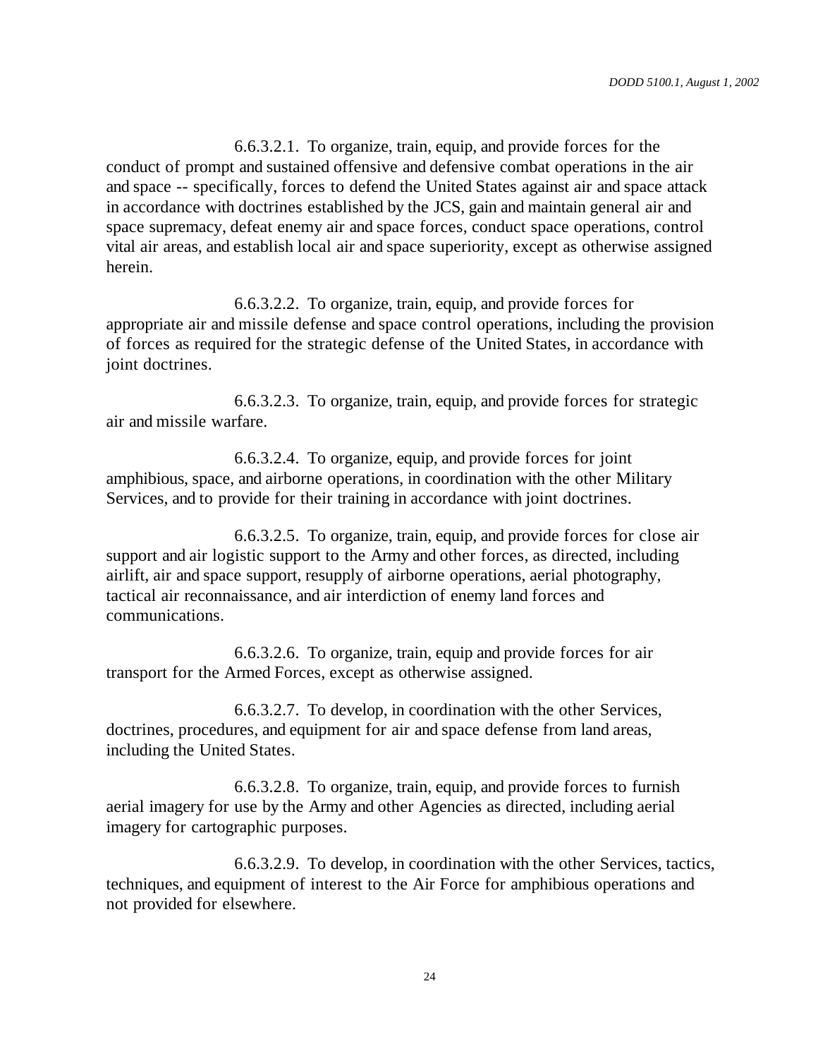6.6.3.2.1. To organize, train, equip, and provide forces for the conduct of prompt and sustained offensive and defensive combat operations in the air and space -- specifically, forces to defend the United States against air and space attack in accordance with doctrines established by the JCS, gain and maintain general air and space supremacy, defeat enemy air and space forces, conduct space operations, control vital air areas, and establish local air and space superiority, except as otherwise assigned herein.

6.6.3.2.2. To organize, train, equip, and provide forces for appropriate air and missile defense and space control operations, including the provision of forces as required for the strategic defense of the United States, in accordance with joint doctrines.

6.6.3.2.3. To organize, train, equip, and provide forces for strategic air and missile warfare.

6.6.3.2.4. To organize, equip, and provide forces for joint amphibious, space, and airborne operations, in coordination with the other Military Services, and to provide for their training in accordance with joint doctrines.

6.6.3.2.5. To organize, train, equip, and provide forces for close air support and air logistic support to the Army and other forces, as directed, including airlift, air and space support, resupply of airborne operations, aerial photography, tactical air reconnaissance, and air interdiction of enemy land forces and communications.

6.6.3.2.6. To organize, train, equip and provide forces for air transport for the Armed Forces, except as otherwise assigned.

6.6.3.2.7. To develop, in coordination with the other Services, doctrines, procedures, and equipment for air and space defense from land areas, including the United States.

6.6.3.2.8. To organize, train, equip, and provide forces to furnish aerial imagery for use by the Army and other Agencies as directed, including aerial imagery for cartographic purposes.

6.6.3.2.9. To develop, in coordination with the other Services, tactics, techniques, and equipment of interest to the Air Force for amphibious operations and not provided for elsewhere.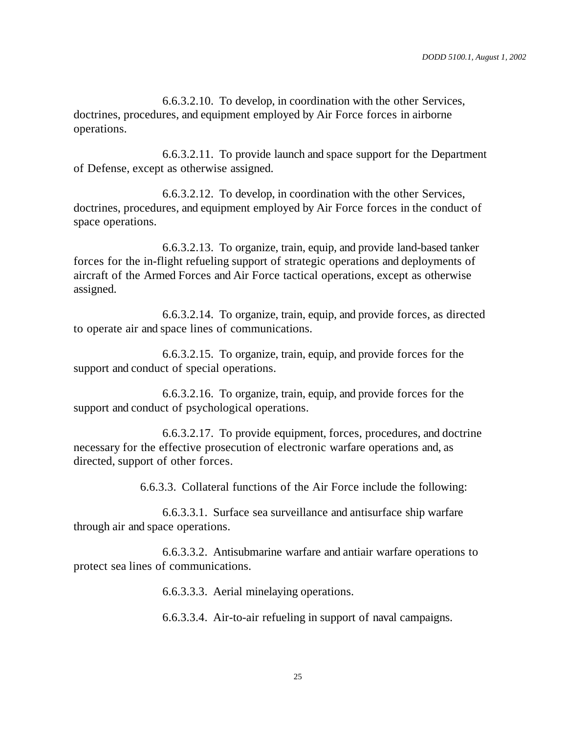6.6.3.2.10. To develop, in coordination with the other Services, doctrines, procedures, and equipment employed by Air Force forces in airborne operations.

6.6.3.2.11. To provide launch and space support for the Department of Defense, except as otherwise assigned.

6.6.3.2.12. To develop, in coordination with the other Services, doctrines, procedures, and equipment employed by Air Force forces in the conduct of space operations.

6.6.3.2.13. To organize, train, equip, and provide land-based tanker forces for the in-flight refueling support of strategic operations and deployments of aircraft of the Armed Forces and Air Force tactical operations, except as otherwise assigned.

6.6.3.2.14. To organize, train, equip, and provide forces, as directed to operate air and space lines of communications.

6.6.3.2.15. To organize, train, equip, and provide forces for the support and conduct of special operations.

6.6.3.2.16. To organize, train, equip, and provide forces for the support and conduct of psychological operations.

6.6.3.2.17. To provide equipment, forces, procedures, and doctrine necessary for the effective prosecution of electronic warfare operations and, as directed, support of other forces.

6.6.3.3. Collateral functions of the Air Force include the following:

6.6.3.3.1. Surface sea surveillance and antisurface ship warfare through air and space operations.

6.6.3.3.2. Antisubmarine warfare and antiair warfare operations to protect sea lines of communications.

6.6.3.3.3. Aerial minelaying operations.

6.6.3.3.4. Air-to-air refueling in support of naval campaigns.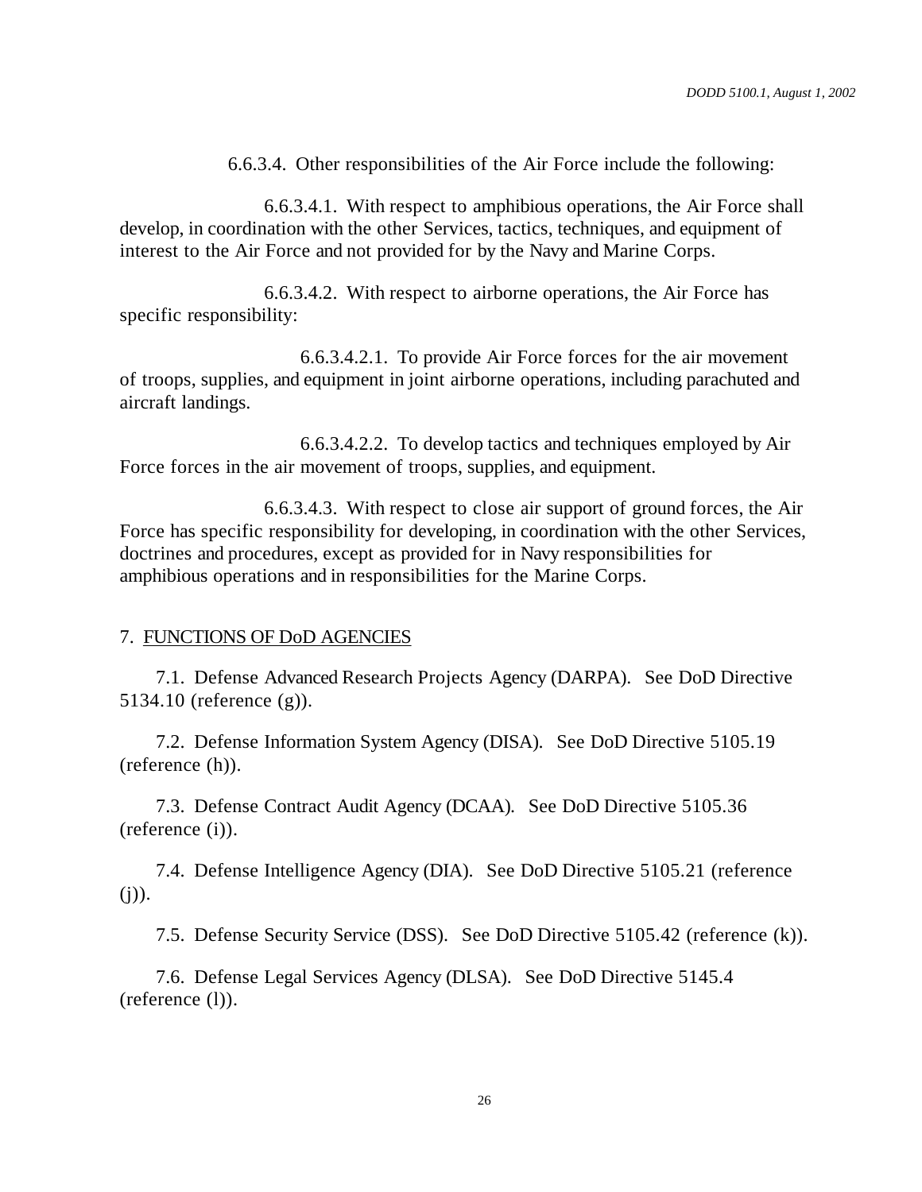6.6.3.4. Other responsibilities of the Air Force include the following:

6.6.3.4.1. With respect to amphibious operations, the Air Force shall develop, in coordination with the other Services, tactics, techniques, and equipment of interest to the Air Force and not provided for by the Navy and Marine Corps.

6.6.3.4.2. With respect to airborne operations, the Air Force has specific responsibility:

6.6.3.4.2.1. To provide Air Force forces for the air movement of troops, supplies, and equipment in joint airborne operations, including parachuted and aircraft landings.

6.6.3.4.2.2. To develop tactics and techniques employed by Air Force forces in the air movement of troops, supplies, and equipment.

6.6.3.4.3. With respect to close air support of ground forces, the Air Force has specific responsibility for developing, in coordination with the other Services, doctrines and procedures, except as provided for in Navy responsibilities for amphibious operations and in responsibilities for the Marine Corps.

## 7. FUNCTIONS OF DoD AGENCIES

7.1. Defense Advanced Research Projects Agency (DARPA). See DoD Directive 5134.10 (reference (g)).

7.2. Defense Information System Agency (DISA). See DoD Directive 5105.19 (reference (h)).

7.3. Defense Contract Audit Agency (DCAA). See DoD Directive 5105.36 (reference (i)).

7.4. Defense Intelligence Agency (DIA). See DoD Directive 5105.21 (reference (j)).

7.5. Defense Security Service (DSS). See DoD Directive 5105.42 (reference (k)).

7.6. Defense Legal Services Agency (DLSA). See DoD Directive 5145.4 (reference (l)).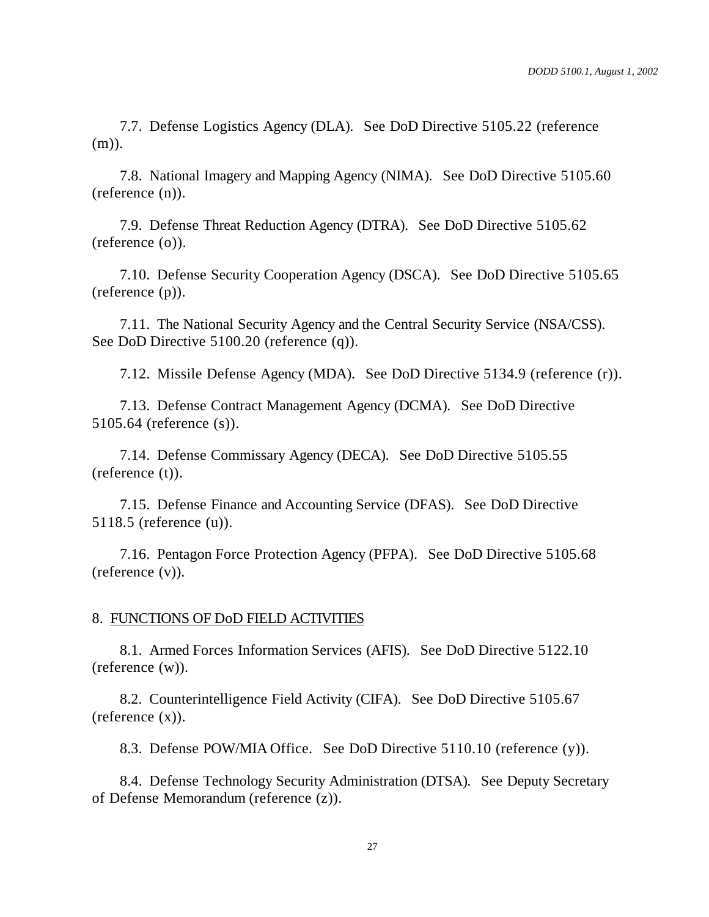7.7. Defense Logistics Agency (DLA). See DoD Directive 5105.22 (reference (m)).

7.8. National Imagery and Mapping Agency (NIMA). See DoD Directive 5105.60 (reference (n)).

7.9. Defense Threat Reduction Agency (DTRA). See DoD Directive 5105.62 (reference (o)).

7.10. Defense Security Cooperation Agency (DSCA). See DoD Directive 5105.65 (reference (p)).

7.11. The National Security Agency and the Central Security Service (NSA/CSS). See DoD Directive 5100.20 (reference (q)).

7.12. Missile Defense Agency (MDA). See DoD Directive 5134.9 (reference (r)).

7.13. Defense Contract Management Agency (DCMA). See DoD Directive 5105.64 (reference (s)).

7.14. Defense Commissary Agency (DECA). See DoD Directive 5105.55 (reference (t)).

7.15. Defense Finance and Accounting Service (DFAS). See DoD Directive 5118.5 (reference (u)).

7.16. Pentagon Force Protection Agency (PFPA). See DoD Directive 5105.68 (reference (v)).

## 8. FUNCTIONS OF DoD FIELD ACTIVITIES

8.1. Armed Forces Information Services (AFIS). See DoD Directive 5122.10 (reference (w)).

8.2. Counterintelligence Field Activity (CIFA). See DoD Directive 5105.67 (reference (x)).

8.3. Defense POW/MIA Office. See DoD Directive 5110.10 (reference (y)).

8.4. Defense Technology Security Administration (DTSA). See Deputy Secretary of Defense Memorandum (reference (z)).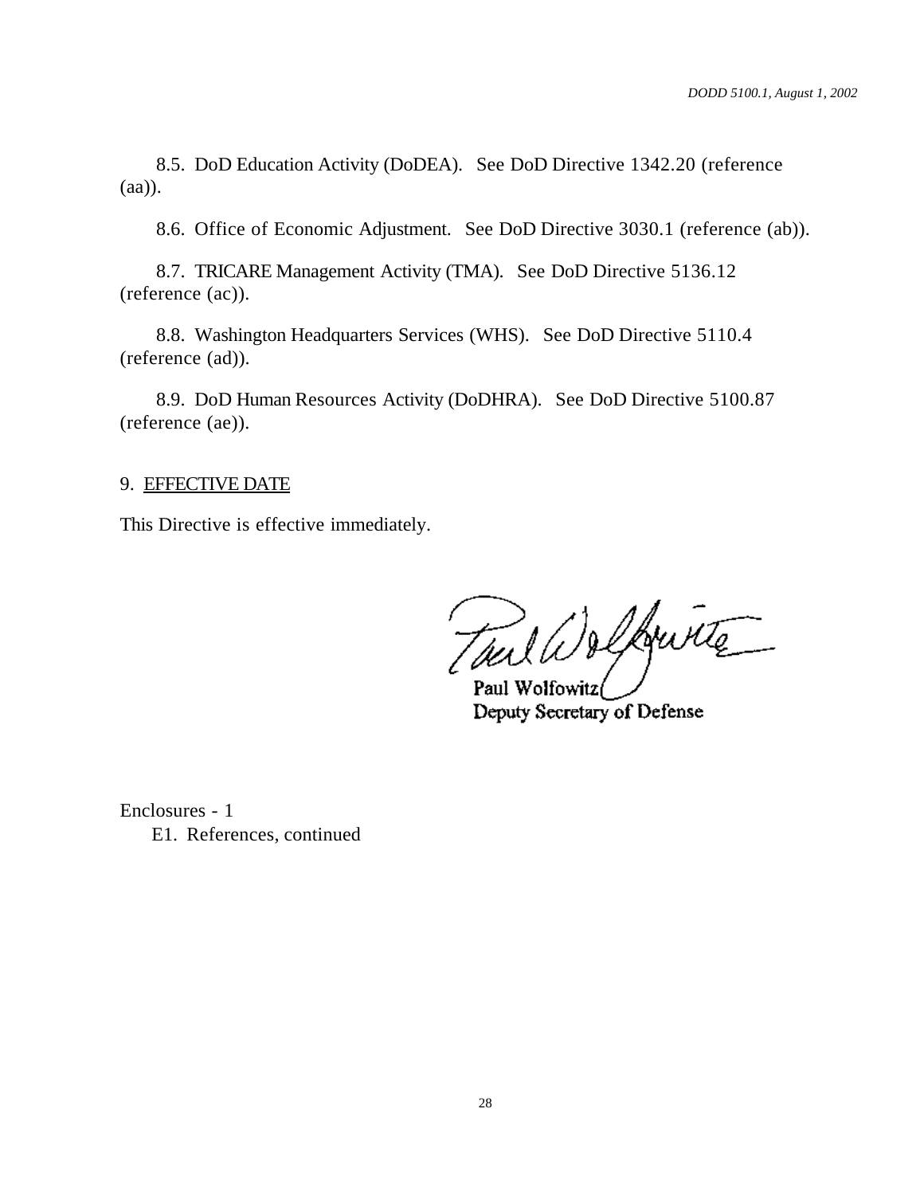8.5. DoD Education Activity (DoDEA). See DoD Directive 1342.20 (reference (aa)).

8.6. Office of Economic Adjustment. See DoD Directive 3030.1 (reference (ab)).

8.7. TRICARE Management Activity (TMA). See DoD Directive 5136.12 (reference (ac)).

8.8. Washington Headquarters Services (WHS). See DoD Directive 5110.4 (reference (ad)).

8.9. DoD Human Resources Activity (DoDHRA). See DoD Directive 5100.87 (reference (ae)).

9. EFFECTIVE DATE

This Directive is effective immediately.

Paul Wolfowitz
Deputy Secretary of Defense

Enclosures - 1
E1. References, continued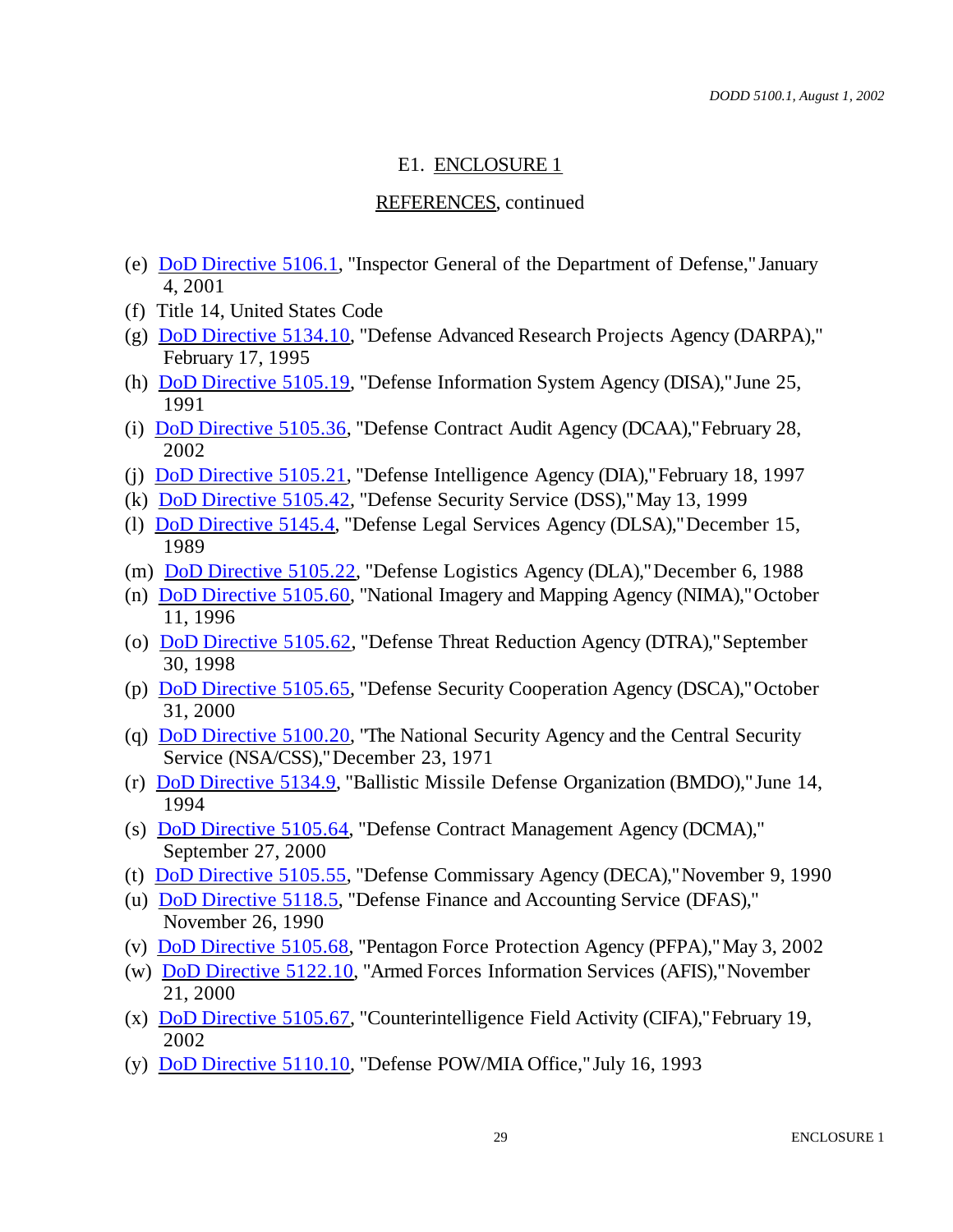## E1. ENCLOSURE 1

### REFERENCES, continued

(e) DoD Directive 5106.1, "Inspector General of the Department of Defense," January 4, 2001
(f) Title 14, United States Code
(g) DoD Directive 5134.10, "Defense Advanced Research Projects Agency (DARPA)," February 17, 1995
(h) DoD Directive 5105.19, "Defense Information System Agency (DISA)," June 25, 1991
(i) DoD Directive 5105.36, "Defense Contract Audit Agency (DCAA)," February 28, 2002
(j) DoD Directive 5105.21, "Defense Intelligence Agency (DIA)," February 18, 1997
(k) DoD Directive 5105.42, "Defense Security Service (DSS)," May 13, 1999
(l) DoD Directive 5145.4, "Defense Legal Services Agency (DLSA)," December 15, 1989
(m) DoD Directive 5105.22, "Defense Logistics Agency (DLA)," December 6, 1988
(n) DoD Directive 5105.60, "National Imagery and Mapping Agency (NIMA)," October 11, 1996
(o) DoD Directive 5105.62, "Defense Threat Reduction Agency (DTRA)," September 30, 1998
(p) DoD Directive 5105.65, "Defense Security Cooperation Agency (DSCA)," October 31, 2000
(q) DoD Directive 5100.20, "The National Security Agency and the Central Security Service (NSA/CSS)," December 23, 1971
(r) DoD Directive 5134.9, "Ballistic Missile Defense Organization (BMDO)," June 14, 1994
(s) DoD Directive 5105.64, "Defense Contract Management Agency (DCMA)," September 27, 2000
(t) DoD Directive 5105.55, "Defense Commissary Agency (DECA)," November 9, 1990
(u) DoD Directive 5118.5, "Defense Finance and Accounting Service (DFAS)," November 26, 1990
(v) DoD Directive 5105.68, "Pentagon Force Protection Agency (PFPA)," May 3, 2002
(w) DoD Directive 5122.10, "Armed Forces Information Services (AFIS)," November 21, 2000
(x) DoD Directive 5105.67, "Counterintelligence Field Activity (CIFA)," February 19, 2002
(y) DoD Directive 5110.10, "Defense POW/MIA Office," July 16, 1993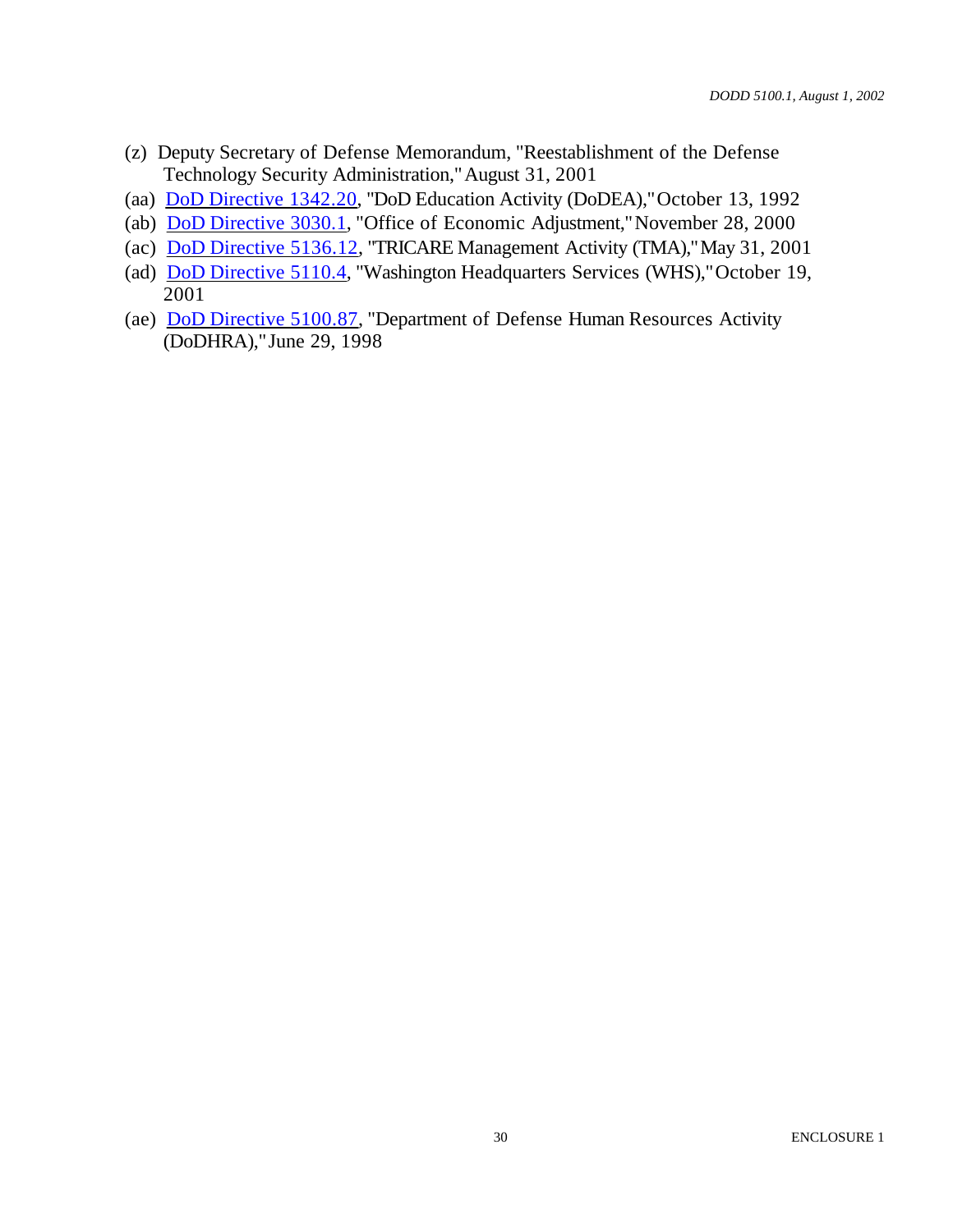(z) Deputy Secretary of Defense Memorandum, "Reestablishment of the Defense Technology Security Administration," August 31, 2001

(aa) DoD Directive 1342.20, "DoD Education Activity (DoDEA)," October 13, 1992

(ab) DoD Directive 3030.1, "Office of Economic Adjustment," November 28, 2000

(ac) DoD Directive 5136.12, "TRICARE Management Activity (TMA)," May 31, 2001

(ad) DoD Directive 5110.4, "Washington Headquarters Services (WHS)," October 19, 2001

(ae) DoD Directive 5100.87, "Department of Defense Human Resources Activity (DoDHRA)," June 29, 1998